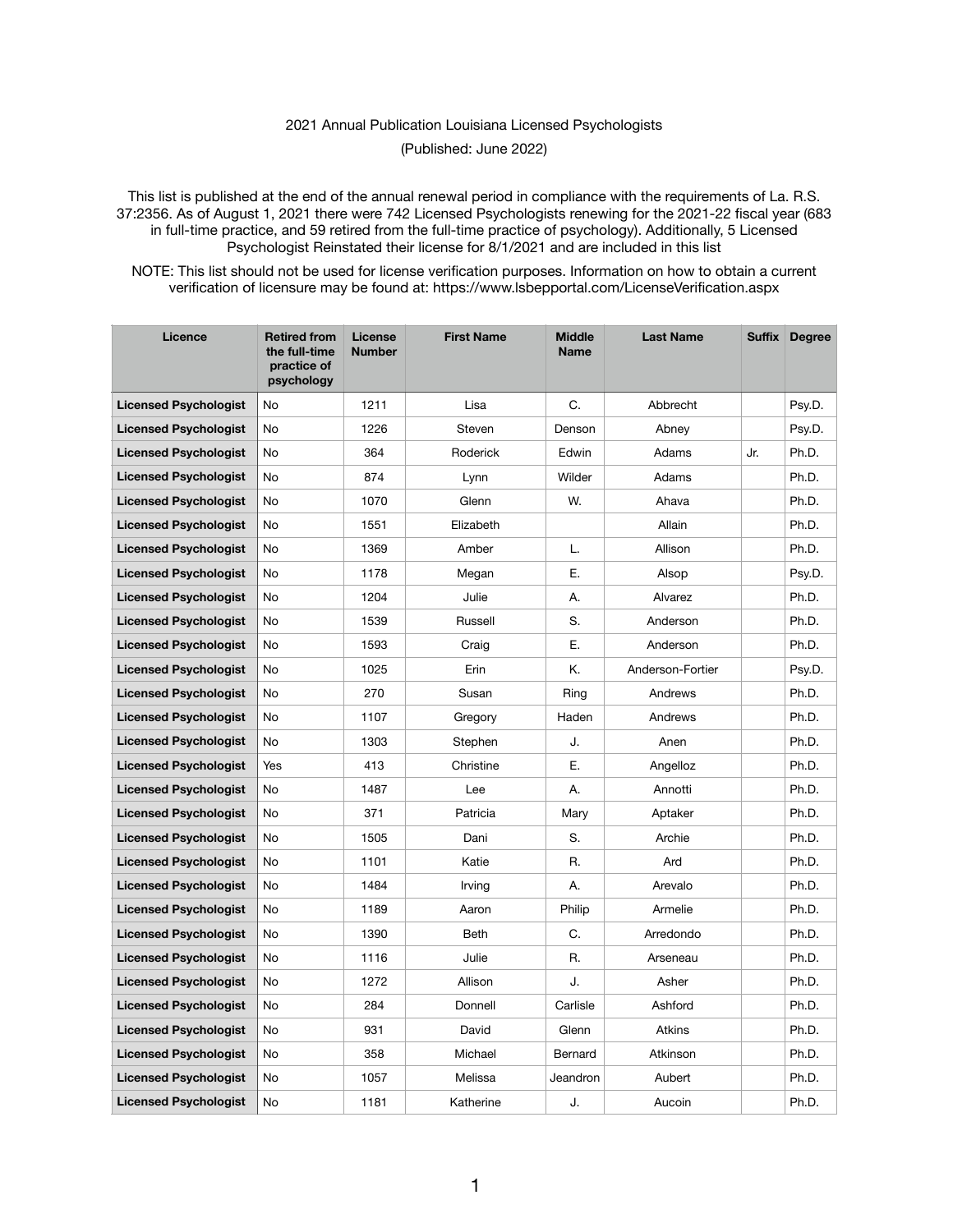2021 Annual Publication Louisiana Licensed Psychologists

(Published: June 2022)

This list is published at the end of the annual renewal period in compliance with the requirements of La. R.S. 37:2356. As of August 1, 2021 there were 742 Licensed Psychologists renewing for the 2021-22 fiscal year (683 in full-time practice, and 59 retired from the full-time practice of psychology). Additionally, 5 Licensed Psychologist Reinstated their license for 8/1/2021 and are included in this list

NOTE: This list should not be used for license verification purposes. Information on how to obtain a current verification of licensure may be found at: https://www.lsbepportal.com/LicenseVerification.aspx

| Licence | Retired from the full-time practice of psychology | License Number | First Name | Middle Name | Last Name | Suffix | Degree |
|---|---|---|---|---|---|---|---|
| **Licensed Psychologist** | No | 1211 | Lisa | C. | Abbrecht | | Psy.D. |
| **Licensed Psychologist** | No | 1226 | Steven | Denson | Abney | | Psy.D. |
| **Licensed Psychologist** | No | 364 | Roderick | Edwin | Adams | Jr. | Ph.D. |
| **Licensed Psychologist** | No | 874 | Lynn | Wilder | Adams | | Ph.D. |
| **Licensed Psychologist** | No | 1070 | Glenn | W. | Ahava | | Ph.D. |
| **Licensed Psychologist** | No | 1551 | Elizabeth | | Allain | | Ph.D. |
| **Licensed Psychologist** | No | 1369 | Amber | L. | Allison | | Ph.D. |
| **Licensed Psychologist** | No | 1178 | Megan | E. | Alsop | | Psy.D. |
| **Licensed Psychologist** | No | 1204 | Julie | A. | Alvarez | | Ph.D. |
| **Licensed Psychologist** | No | 1539 | Russell | S. | Anderson | | Ph.D. |
| **Licensed Psychologist** | No | 1593 | Craig | E. | Anderson | | Ph.D. |
| **Licensed Psychologist** | No | 1025 | Erin | K. | Anderson-Fortier | | Psy.D. |
| **Licensed Psychologist** | No | 270 | Susan | Ring | Andrews | | Ph.D. |
| **Licensed Psychologist** | No | 1107 | Gregory | Haden | Andrews | | Ph.D. |
| **Licensed Psychologist** | No | 1303 | Stephen | J. | Anen | | Ph.D. |
| **Licensed Psychologist** | Yes | 413 | Christine | E. | Angelloz | | Ph.D. |
| **Licensed Psychologist** | No | 1487 | Lee | A. | Annotti | | Ph.D. |
| **Licensed Psychologist** | No | 371 | Patricia | Mary | Aptaker | | Ph.D. |
| **Licensed Psychologist** | No | 1505 | Dani | S. | Archie | | Ph.D. |
| **Licensed Psychologist** | No | 1101 | Katie | R. | Ard | | Ph.D. |
| **Licensed Psychologist** | No | 1484 | Irving | A. | Arevalo | | Ph.D. |
| **Licensed Psychologist** | No | 1189 | Aaron | Philip | Armelie | | Ph.D. |
| **Licensed Psychologist** | No | 1390 | Beth | C. | Arredondo | | Ph.D. |
| **Licensed Psychologist** | No | 1116 | Julie | R. | Arseneau | | Ph.D. |
| **Licensed Psychologist** | No | 1272 | Allison | J. | Asher | | Ph.D. |
| **Licensed Psychologist** | No | 284 | Donnell | Carlisle | Ashford | | Ph.D. |
| **Licensed Psychologist** | No | 931 | David | Glenn | Atkins | | Ph.D. |
| **Licensed Psychologist** | No | 358 | Michael | Bernard | Atkinson | | Ph.D. |
| **Licensed Psychologist** | No | 1057 | Melissa | Jeandron | Aubert | | Ph.D. |
| **Licensed Psychologist** | No | 1181 | Katherine | J. | Aucoin | | Ph.D. |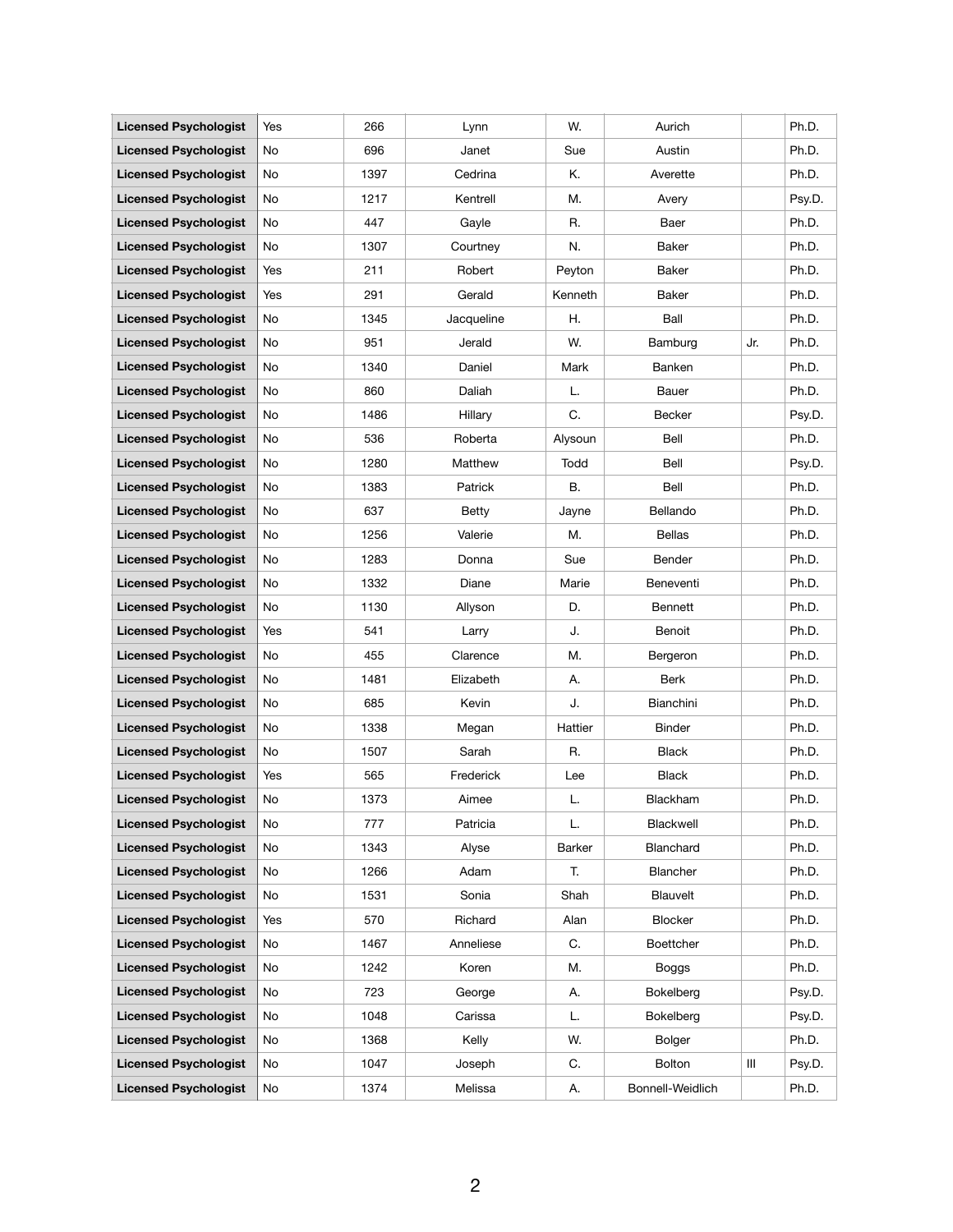| | | | | | | | |
|---|---|---|---|---|---|---|---|
| **Licensed Psychologist** | Yes | 266 | Lynn | W. | Aurich | | Ph.D. |
| **Licensed Psychologist** | No | 696 | Janet | Sue | Austin | | Ph.D. |
| **Licensed Psychologist** | No | 1397 | Cedrina | K. | Averette | | Ph.D. |
| **Licensed Psychologist** | No | 1217 | Kentrell | M. | Avery | | Psy.D. |
| **Licensed Psychologist** | No | 447 | Gayle | R. | Baer | | Ph.D. |
| **Licensed Psychologist** | No | 1307 | Courtney | N. | Baker | | Ph.D. |
| **Licensed Psychologist** | Yes | 211 | Robert | Peyton | Baker | | Ph.D. |
| **Licensed Psychologist** | Yes | 291 | Gerald | Kenneth | Baker | | Ph.D. |
| **Licensed Psychologist** | No | 1345 | Jacqueline | H. | Ball | | Ph.D. |
| **Licensed Psychologist** | No | 951 | Jerald | W. | Bamburg | Jr. | Ph.D. |
| **Licensed Psychologist** | No | 1340 | Daniel | Mark | Banken | | Ph.D. |
| **Licensed Psychologist** | No | 860 | Daliah | L. | Bauer | | Ph.D. |
| **Licensed Psychologist** | No | 1486 | Hillary | C. | Becker | | Psy.D. |
| **Licensed Psychologist** | No | 536 | Roberta | Alysoun | Bell | | Ph.D. |
| **Licensed Psychologist** | No | 1280 | Matthew | Todd | Bell | | Psy.D. |
| **Licensed Psychologist** | No | 1383 | Patrick | B. | Bell | | Ph.D. |
| **Licensed Psychologist** | No | 637 | Betty | Jayne | Bellando | | Ph.D. |
| **Licensed Psychologist** | No | 1256 | Valerie | M. | Bellas | | Ph.D. |
| **Licensed Psychologist** | No | 1283 | Donna | Sue | Bender | | Ph.D. |
| **Licensed Psychologist** | No | 1332 | Diane | Marie | Beneventi | | Ph.D. |
| **Licensed Psychologist** | No | 1130 | Allyson | D. | Bennett | | Ph.D. |
| **Licensed Psychologist** | Yes | 541 | Larry | J. | Benoit | | Ph.D. |
| **Licensed Psychologist** | No | 455 | Clarence | M. | Bergeron | | Ph.D. |
| **Licensed Psychologist** | No | 1481 | Elizabeth | A. | Berk | | Ph.D. |
| **Licensed Psychologist** | No | 685 | Kevin | J. | Bianchini | | Ph.D. |
| **Licensed Psychologist** | No | 1338 | Megan | Hattier | Binder | | Ph.D. |
| **Licensed Psychologist** | No | 1507 | Sarah | R. | Black | | Ph.D. |
| **Licensed Psychologist** | Yes | 565 | Frederick | Lee | Black | | Ph.D. |
| **Licensed Psychologist** | No | 1373 | Aimee | L. | Blackham | | Ph.D. |
| **Licensed Psychologist** | No | 777 | Patricia | L. | Blackwell | | Ph.D. |
| **Licensed Psychologist** | No | 1343 | Alyse | Barker | Blanchard | | Ph.D. |
| **Licensed Psychologist** | No | 1266 | Adam | T. | Blancher | | Ph.D. |
| **Licensed Psychologist** | No | 1531 | Sonia | Shah | Blauvelt | | Ph.D. |
| **Licensed Psychologist** | Yes | 570 | Richard | Alan | Blocker | | Ph.D. |
| **Licensed Psychologist** | No | 1467 | Anneliese | C. | Boettcher | | Ph.D. |
| **Licensed Psychologist** | No | 1242 | Koren | M. | Boggs | | Ph.D. |
| **Licensed Psychologist** | No | 723 | George | A. | Bokelberg | | Psy.D. |
| **Licensed Psychologist** | No | 1048 | Carissa | L. | Bokelberg | | Psy.D. |
| **Licensed Psychologist** | No | 1368 | Kelly | W. | Bolger | | Ph.D. |
| **Licensed Psychologist** | No | 1047 | Joseph | C. | Bolton | III | Psy.D. |
| **Licensed Psychologist** | No | 1374 | Melissa | A. | Bonnell-Weidlich | | Ph.D. |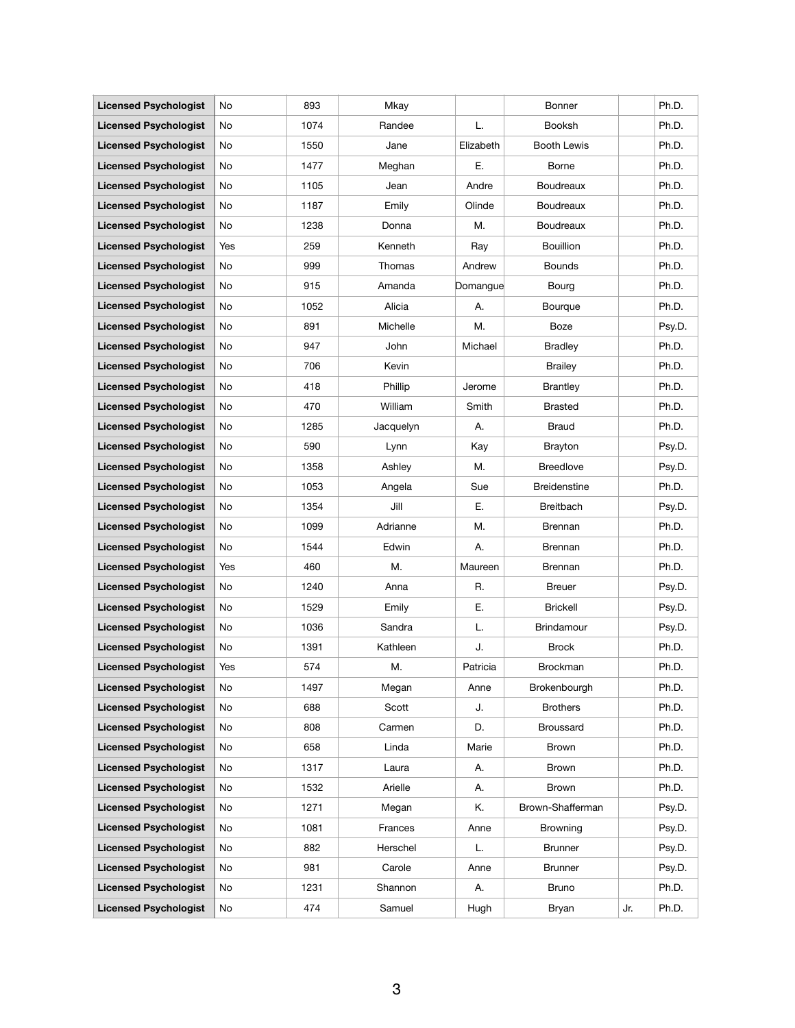| Licensed Psychologist | No | 893 | Mkay | | Bonner | | Ph.D. |
|---|---|---|---|---|---|---|---|
| **Licensed Psychologist** | No | 1074 | Randee | L. | Booksh | | Ph.D. |
| **Licensed Psychologist** | No | 1550 | Jane | Elizabeth | Booth Lewis | | Ph.D. |
| **Licensed Psychologist** | No | 1477 | Meghan | E. | Borne | | Ph.D. |
| **Licensed Psychologist** | No | 1105 | Jean | Andre | Boudreaux | | Ph.D. |
| **Licensed Psychologist** | No | 1187 | Emily | Olinde | Boudreaux | | Ph.D. |
| **Licensed Psychologist** | No | 1238 | Donna | M. | Boudreaux | | Ph.D. |
| **Licensed Psychologist** | Yes | 259 | Kenneth | Ray | Bouillion | | Ph.D. |
| **Licensed Psychologist** | No | 999 | Thomas | Andrew | Bounds | | Ph.D. |
| **Licensed Psychologist** | No | 915 | Amanda | Domangue | Bourg | | Ph.D. |
| **Licensed Psychologist** | No | 1052 | Alicia | A. | Bourque | | Ph.D. |
| **Licensed Psychologist** | No | 891 | Michelle | M. | Boze | | Psy.D. |
| **Licensed Psychologist** | No | 947 | John | Michael | Bradley | | Ph.D. |
| **Licensed Psychologist** | No | 706 | Kevin | | Brailey | | Ph.D. |
| **Licensed Psychologist** | No | 418 | Phillip | Jerome | Brantley | | Ph.D. |
| **Licensed Psychologist** | No | 470 | William | Smith | Brasted | | Ph.D. |
| **Licensed Psychologist** | No | 1285 | Jacquelyn | A. | Braud | | Ph.D. |
| **Licensed Psychologist** | No | 590 | Lynn | Kay | Brayton | | Psy.D. |
| **Licensed Psychologist** | No | 1358 | Ashley | M. | Breedlove | | Psy.D. |
| **Licensed Psychologist** | No | 1053 | Angela | Sue | Breidenstine | | Ph.D. |
| **Licensed Psychologist** | No | 1354 | Jill | E. | Breitbach | | Psy.D. |
| **Licensed Psychologist** | No | 1099 | Adrianne | M. | Brennan | | Ph.D. |
| **Licensed Psychologist** | No | 1544 | Edwin | A. | Brennan | | Ph.D. |
| **Licensed Psychologist** | Yes | 460 | M. | Maureen | Brennan | | Ph.D. |
| **Licensed Psychologist** | No | 1240 | Anna | R. | Breuer | | Psy.D. |
| **Licensed Psychologist** | No | 1529 | Emily | E. | Brickell | | Psy.D. |
| **Licensed Psychologist** | No | 1036 | Sandra | L. | Brindamour | | Psy.D. |
| **Licensed Psychologist** | No | 1391 | Kathleen | J. | Brock | | Ph.D. |
| **Licensed Psychologist** | Yes | 574 | M. | Patricia | Brockman | | Ph.D. |
| **Licensed Psychologist** | No | 1497 | Megan | Anne | Brokenbourgh | | Ph.D. |
| **Licensed Psychologist** | No | 688 | Scott | J. | Brothers | | Ph.D. |
| **Licensed Psychologist** | No | 808 | Carmen | D. | Broussard | | Ph.D. |
| **Licensed Psychologist** | No | 658 | Linda | Marie | Brown | | Ph.D. |
| **Licensed Psychologist** | No | 1317 | Laura | A. | Brown | | Ph.D. |
| **Licensed Psychologist** | No | 1532 | Arielle | A. | Brown | | Ph.D. |
| **Licensed Psychologist** | No | 1271 | Megan | K. | Brown-Shafferman | | Psy.D. |
| **Licensed Psychologist** | No | 1081 | Frances | Anne | Browning | | Psy.D. |
| **Licensed Psychologist** | No | 882 | Herschel | L. | Brunner | | Psy.D. |
| **Licensed Psychologist** | No | 981 | Carole | Anne | Brunner | | Psy.D. |
| **Licensed Psychologist** | No | 1231 | Shannon | A. | Bruno | | Ph.D. |
| **Licensed Psychologist** | No | 474 | Samuel | Hugh | Bryan | Jr. | Ph.D. |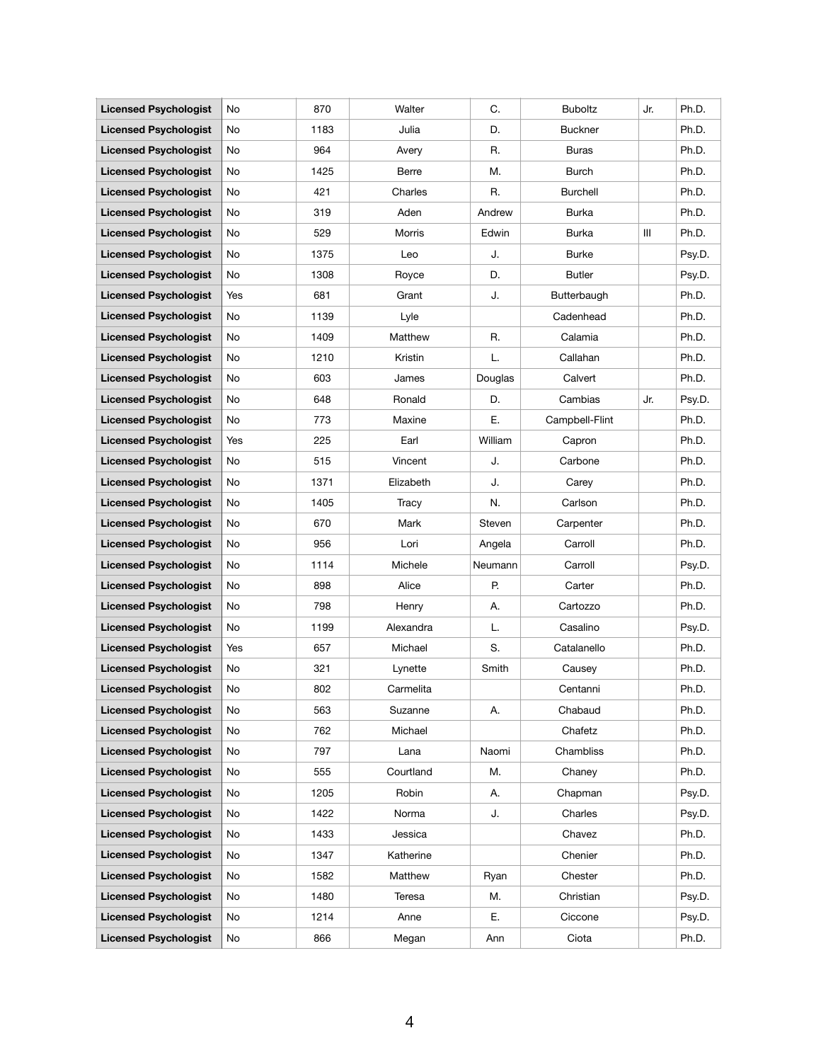| | | | | | | | |
|---|---|---|---|---|---|---|---|
| **Licensed Psychologist** | No | 870 | Walter | C. | Buboltz | Jr. | Ph.D. |
| **Licensed Psychologist** | No | 1183 | Julia | D. | Buckner | | Ph.D. |
| **Licensed Psychologist** | No | 964 | Avery | R. | Buras | | Ph.D. |
| **Licensed Psychologist** | No | 1425 | Berre | M. | Burch | | Ph.D. |
| **Licensed Psychologist** | No | 421 | Charles | R. | Burchell | | Ph.D. |
| **Licensed Psychologist** | No | 319 | Aden | Andrew | Burka | | Ph.D. |
| **Licensed Psychologist** | No | 529 | Morris | Edwin | Burka | III | Ph.D. |
| **Licensed Psychologist** | No | 1375 | Leo | J. | Burke | | Psy.D. |
| **Licensed Psychologist** | No | 1308 | Royce | D. | Butler | | Psy.D. |
| **Licensed Psychologist** | Yes | 681 | Grant | J. | Butterbaugh | | Ph.D. |
| **Licensed Psychologist** | No | 1139 | Lyle | | Cadenhead | | Ph.D. |
| **Licensed Psychologist** | No | 1409 | Matthew | R. | Calamia | | Ph.D. |
| **Licensed Psychologist** | No | 1210 | Kristin | L. | Callahan | | Ph.D. |
| **Licensed Psychologist** | No | 603 | James | Douglas | Calvert | | Ph.D. |
| **Licensed Psychologist** | No | 648 | Ronald | D. | Cambias | Jr. | Psy.D. |
| **Licensed Psychologist** | No | 773 | Maxine | E. | Campbell-Flint | | Ph.D. |
| **Licensed Psychologist** | Yes | 225 | Earl | William | Capron | | Ph.D. |
| **Licensed Psychologist** | No | 515 | Vincent | J. | Carbone | | Ph.D. |
| **Licensed Psychologist** | No | 1371 | Elizabeth | J. | Carey | | Ph.D. |
| **Licensed Psychologist** | No | 1405 | Tracy | N. | Carlson | | Ph.D. |
| **Licensed Psychologist** | No | 670 | Mark | Steven | Carpenter | | Ph.D. |
| **Licensed Psychologist** | No | 956 | Lori | Angela | Carroll | | Ph.D. |
| **Licensed Psychologist** | No | 1114 | Michele | Neumann | Carroll | | Psy.D. |
| **Licensed Psychologist** | No | 898 | Alice | P. | Carter | | Ph.D. |
| **Licensed Psychologist** | No | 798 | Henry | A. | Cartozzo | | Ph.D. |
| **Licensed Psychologist** | No | 1199 | Alexandra | L. | Casalino | | Psy.D. |
| **Licensed Psychologist** | Yes | 657 | Michael | S. | Catalanello | | Ph.D. |
| **Licensed Psychologist** | No | 321 | Lynette | Smith | Causey | | Ph.D. |
| **Licensed Psychologist** | No | 802 | Carmelita | | Centanni | | Ph.D. |
| **Licensed Psychologist** | No | 563 | Suzanne | A. | Chabaud | | Ph.D. |
| **Licensed Psychologist** | No | 762 | Michael | | Chafetz | | Ph.D. |
| **Licensed Psychologist** | No | 797 | Lana | Naomi | Chambliss | | Ph.D. |
| **Licensed Psychologist** | No | 555 | Courtland | M. | Chaney | | Ph.D. |
| **Licensed Psychologist** | No | 1205 | Robin | A. | Chapman | | Psy.D. |
| **Licensed Psychologist** | No | 1422 | Norma | J. | Charles | | Psy.D. |
| **Licensed Psychologist** | No | 1433 | Jessica | | Chavez | | Ph.D. |
| **Licensed Psychologist** | No | 1347 | Katherine | | Chenier | | Ph.D. |
| **Licensed Psychologist** | No | 1582 | Matthew | Ryan | Chester | | Ph.D. |
| **Licensed Psychologist** | No | 1480 | Teresa | M. | Christian | | Psy.D. |
| **Licensed Psychologist** | No | 1214 | Anne | E. | Ciccone | | Psy.D. |
| **Licensed Psychologist** | No | 866 | Megan | Ann | Ciota | | Ph.D. |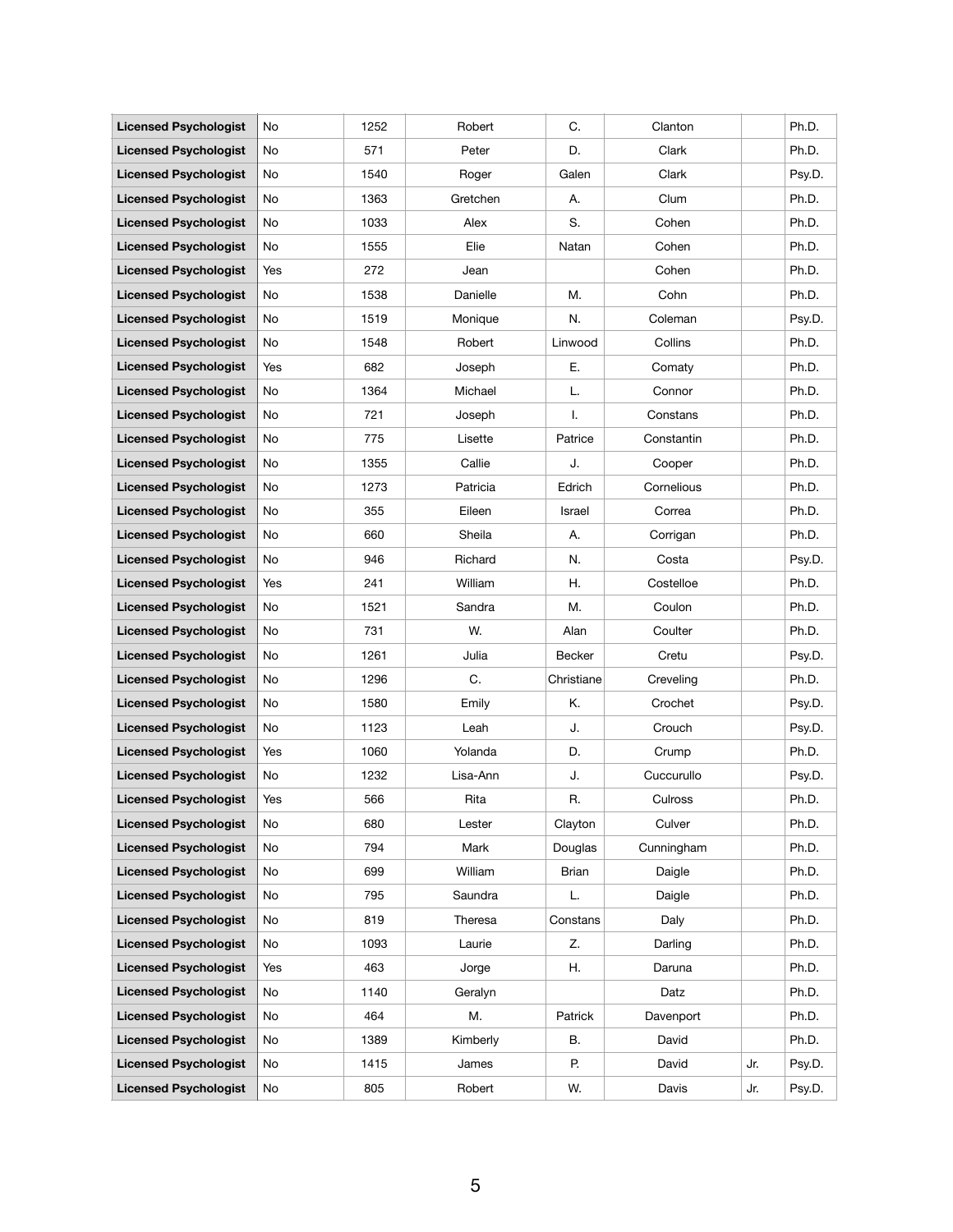| | | | | | | | |
|---|---|---|---|---|---|---|---|
| **Licensed Psychologist** | No | 1252 | Robert | C. | Clanton | | Ph.D. |
| **Licensed Psychologist** | No | 571 | Peter | D. | Clark | | Ph.D. |
| **Licensed Psychologist** | No | 1540 | Roger | Galen | Clark | | Psy.D. |
| **Licensed Psychologist** | No | 1363 | Gretchen | A. | Clum | | Ph.D. |
| **Licensed Psychologist** | No | 1033 | Alex | S. | Cohen | | Ph.D. |
| **Licensed Psychologist** | No | 1555 | Elie | Natan | Cohen | | Ph.D. |
| **Licensed Psychologist** | Yes | 272 | Jean | | Cohen | | Ph.D. |
| **Licensed Psychologist** | No | 1538 | Danielle | M. | Cohn | | Ph.D. |
| **Licensed Psychologist** | No | 1519 | Monique | N. | Coleman | | Psy.D. |
| **Licensed Psychologist** | No | 1548 | Robert | Linwood | Collins | | Ph.D. |
| **Licensed Psychologist** | Yes | 682 | Joseph | E. | Comaty | | Ph.D. |
| **Licensed Psychologist** | No | 1364 | Michael | L. | Connor | | Ph.D. |
| **Licensed Psychologist** | No | 721 | Joseph | I. | Constans | | Ph.D. |
| **Licensed Psychologist** | No | 775 | Lisette | Patrice | Constantin | | Ph.D. |
| **Licensed Psychologist** | No | 1355 | Callie | J. | Cooper | | Ph.D. |
| **Licensed Psychologist** | No | 1273 | Patricia | Edrich | Cornelious | | Ph.D. |
| **Licensed Psychologist** | No | 355 | Eileen | Israel | Correa | | Ph.D. |
| **Licensed Psychologist** | No | 660 | Sheila | A. | Corrigan | | Ph.D. |
| **Licensed Psychologist** | No | 946 | Richard | N. | Costa | | Psy.D. |
| **Licensed Psychologist** | Yes | 241 | William | H. | Costelloe | | Ph.D. |
| **Licensed Psychologist** | No | 1521 | Sandra | M. | Coulon | | Ph.D. |
| **Licensed Psychologist** | No | 731 | W. | Alan | Coulter | | Ph.D. |
| **Licensed Psychologist** | No | 1261 | Julia | Becker | Cretu | | Psy.D. |
| **Licensed Psychologist** | No | 1296 | C. | Christiane | Creveling | | Ph.D. |
| **Licensed Psychologist** | No | 1580 | Emily | K. | Crochet | | Psy.D. |
| **Licensed Psychologist** | No | 1123 | Leah | J. | Crouch | | Psy.D. |
| **Licensed Psychologist** | Yes | 1060 | Yolanda | D. | Crump | | Ph.D. |
| **Licensed Psychologist** | No | 1232 | Lisa-Ann | J. | Cuccurullo | | Psy.D. |
| **Licensed Psychologist** | Yes | 566 | Rita | R. | Culross | | Ph.D. |
| **Licensed Psychologist** | No | 680 | Lester | Clayton | Culver | | Ph.D. |
| **Licensed Psychologist** | No | 794 | Mark | Douglas | Cunningham | | Ph.D. |
| **Licensed Psychologist** | No | 699 | William | Brian | Daigle | | Ph.D. |
| **Licensed Psychologist** | No | 795 | Saundra | L. | Daigle | | Ph.D. |
| **Licensed Psychologist** | No | 819 | Theresa | Constans | Daly | | Ph.D. |
| **Licensed Psychologist** | No | 1093 | Laurie | Z. | Darling | | Ph.D. |
| **Licensed Psychologist** | Yes | 463 | Jorge | H. | Daruna | | Ph.D. |
| **Licensed Psychologist** | No | 1140 | Geralyn | | Datz | | Ph.D. |
| **Licensed Psychologist** | No | 464 | M. | Patrick | Davenport | | Ph.D. |
| **Licensed Psychologist** | No | 1389 | Kimberly | B. | David | | Ph.D. |
| **Licensed Psychologist** | No | 1415 | James | P. | David | Jr. | Psy.D. |
| **Licensed Psychologist** | No | 805 | Robert | W. | Davis | Jr. | Psy.D. |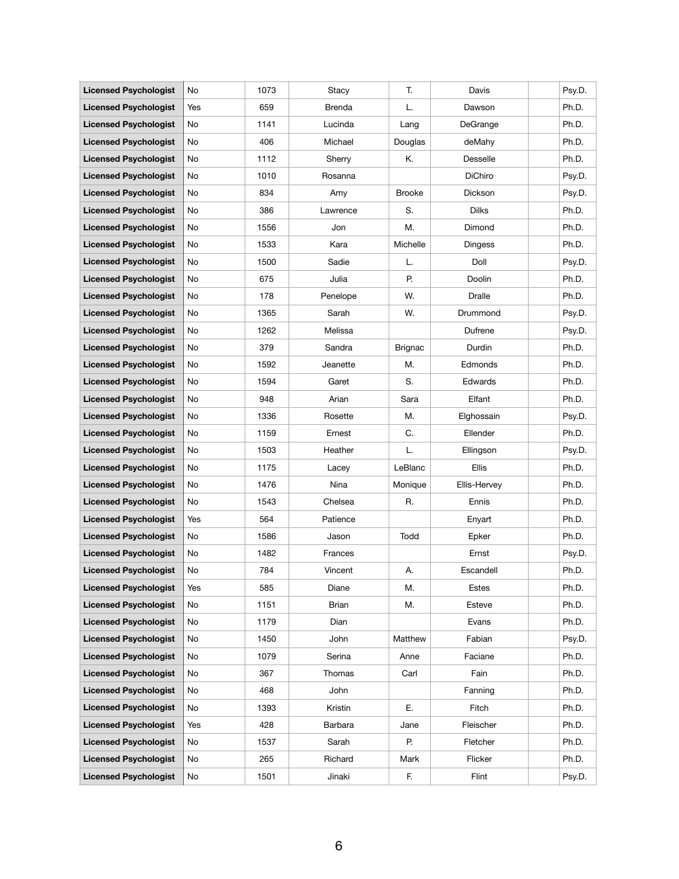| Licensed Psychologist | No | 1073 | Stacy | T. | Davis | | Psy.D. |
|---|---|---|---|---|---|---|---|
| Licensed Psychologist | Yes | 659 | Brenda | L. | Dawson | | Ph.D. |
| Licensed Psychologist | No | 1141 | Lucinda | Lang | DeGrange | | Ph.D. |
| Licensed Psychologist | No | 406 | Michael | Douglas | deMahy | | Ph.D. |
| Licensed Psychologist | No | 1112 | Sherry | K. | Desselle | | Ph.D. |
| Licensed Psychologist | No | 1010 | Rosanna | | DiChiro | | Psy.D. |
| Licensed Psychologist | No | 834 | Amy | Brooke | Dickson | | Psy.D. |
| Licensed Psychologist | No | 386 | Lawrence | S. | Dilks | | Ph.D. |
| Licensed Psychologist | No | 1556 | Jon | M. | Dimond | | Ph.D. |
| Licensed Psychologist | No | 1533 | Kara | Michelle | Dingess | | Ph.D. |
| Licensed Psychologist | No | 1500 | Sadie | L. | Doll | | Psy.D. |
| Licensed Psychologist | No | 675 | Julia | P. | Doolin | | Ph.D. |
| Licensed Psychologist | No | 178 | Penelope | W. | Dralle | | Ph.D. |
| Licensed Psychologist | No | 1365 | Sarah | W. | Drummond | | Psy.D. |
| Licensed Psychologist | No | 1262 | Melissa | | Dufrene | | Psy.D. |
| Licensed Psychologist | No | 379 | Sandra | Brignac | Durdin | | Ph.D. |
| Licensed Psychologist | No | 1592 | Jeanette | M. | Edmonds | | Ph.D. |
| Licensed Psychologist | No | 1594 | Garet | S. | Edwards | | Ph.D. |
| Licensed Psychologist | No | 948 | Arian | Sara | Elfant | | Ph.D. |
| Licensed Psychologist | No | 1336 | Rosette | M. | Elghossain | | Psy.D. |
| Licensed Psychologist | No | 1159 | Ernest | C. | Ellender | | Ph.D. |
| Licensed Psychologist | No | 1503 | Heather | L. | Ellingson | | Psy.D. |
| Licensed Psychologist | No | 1175 | Lacey | LeBlanc | Ellis | | Ph.D. |
| Licensed Psychologist | No | 1476 | Nina | Monique | Ellis-Hervey | | Ph.D. |
| Licensed Psychologist | No | 1543 | Chelsea | R. | Ennis | | Ph.D. |
| Licensed Psychologist | Yes | 564 | Patience | | Enyart | | Ph.D. |
| Licensed Psychologist | No | 1586 | Jason | Todd | Epker | | Ph.D. |
| Licensed Psychologist | No | 1482 | Frances | | Ernst | | Psy.D. |
| Licensed Psychologist | No | 784 | Vincent | A. | Escandell | | Ph.D. |
| Licensed Psychologist | Yes | 585 | Diane | M. | Estes | | Ph.D. |
| Licensed Psychologist | No | 1151 | Brian | M. | Esteve | | Ph.D. |
| Licensed Psychologist | No | 1179 | Dian | | Evans | | Ph.D. |
| Licensed Psychologist | No | 1450 | John | Matthew | Fabian | | Psy.D. |
| Licensed Psychologist | No | 1079 | Serina | Anne | Faciane | | Ph.D. |
| Licensed Psychologist | No | 367 | Thomas | Carl | Fain | | Ph.D. |
| Licensed Psychologist | No | 468 | John | | Fanning | | Ph.D. |
| Licensed Psychologist | No | 1393 | Kristin | E. | Fitch | | Ph.D. |
| Licensed Psychologist | Yes | 428 | Barbara | Jane | Fleischer | | Ph.D. |
| Licensed Psychologist | No | 1537 | Sarah | P. | Fletcher | | Ph.D. |
| Licensed Psychologist | No | 265 | Richard | Mark | Flicker | | Ph.D. |
| Licensed Psychologist | No | 1501 | Jinaki | F. | Flint | | Psy.D. |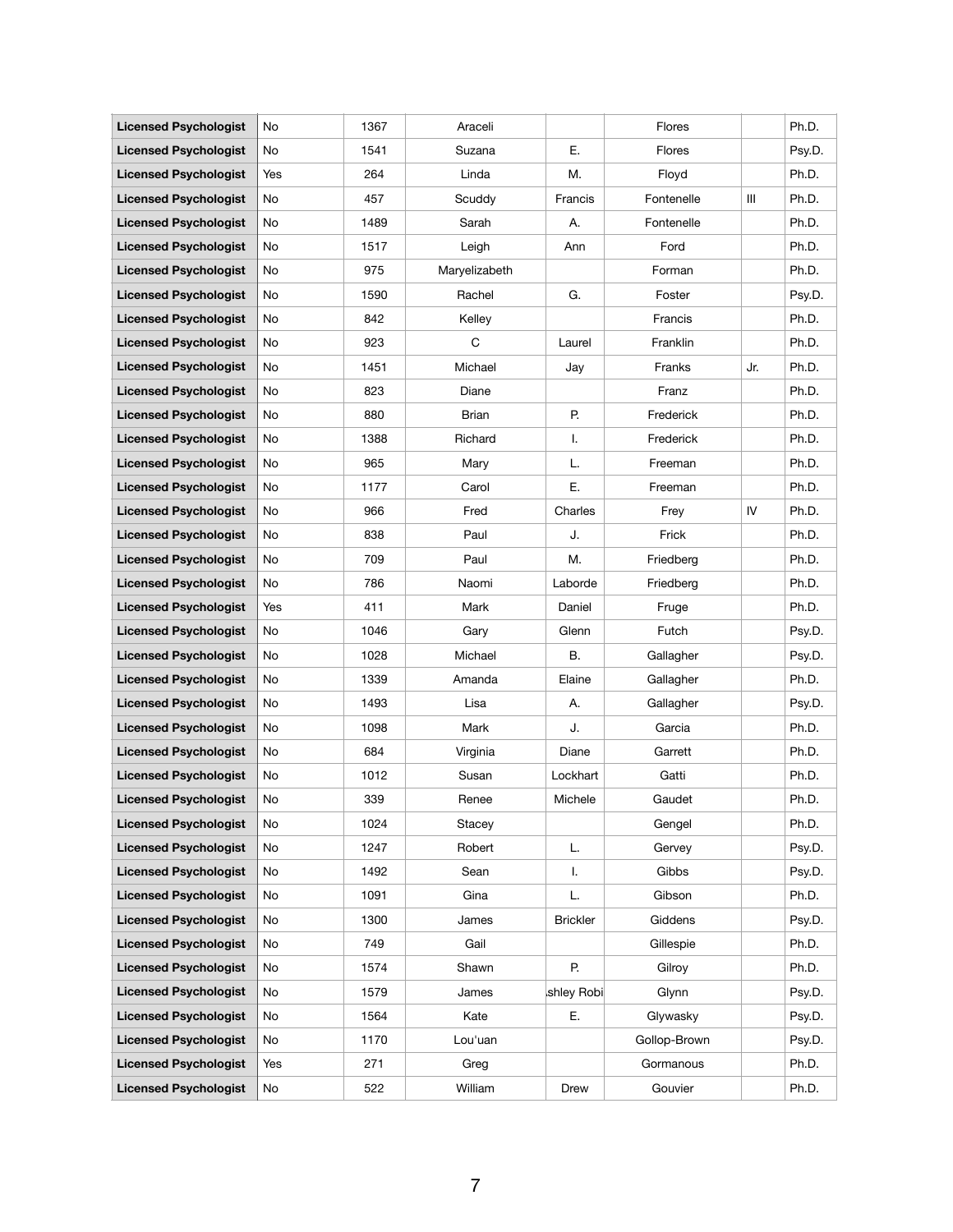| Licensed Psychologist | No | 1367 | Araceli | | Flores | | Ph.D. |
|---|---|---|---|---|---|---|---|
| Licensed Psychologist | No | 1541 | Suzana | E. | Flores | | Psy.D. |
| Licensed Psychologist | Yes | 264 | Linda | M. | Floyd | | Ph.D. |
| Licensed Psychologist | No | 457 | Scuddy | Francis | Fontenelle | III | Ph.D. |
| Licensed Psychologist | No | 1489 | Sarah | A. | Fontenelle | | Ph.D. |
| Licensed Psychologist | No | 1517 | Leigh | Ann | Ford | | Ph.D. |
| Licensed Psychologist | No | 975 | Maryelizabeth | | Forman | | Ph.D. |
| Licensed Psychologist | No | 1590 | Rachel | G. | Foster | | Psy.D. |
| Licensed Psychologist | No | 842 | Kelley | | Francis | | Ph.D. |
| Licensed Psychologist | No | 923 | C | Laurel | Franklin | | Ph.D. |
| Licensed Psychologist | No | 1451 | Michael | Jay | Franks | Jr. | Ph.D. |
| Licensed Psychologist | No | 823 | Diane | | Franz | | Ph.D. |
| Licensed Psychologist | No | 880 | Brian | P. | Frederick | | Ph.D. |
| Licensed Psychologist | No | 1388 | Richard | I. | Frederick | | Ph.D. |
| Licensed Psychologist | No | 965 | Mary | L. | Freeman | | Ph.D. |
| Licensed Psychologist | No | 1177 | Carol | E. | Freeman | | Ph.D. |
| Licensed Psychologist | No | 966 | Fred | Charles | Frey | IV | Ph.D. |
| Licensed Psychologist | No | 838 | Paul | J. | Frick | | Ph.D. |
| Licensed Psychologist | No | 709 | Paul | M. | Friedberg | | Ph.D. |
| Licensed Psychologist | No | 786 | Naomi | Laborde | Friedberg | | Ph.D. |
| Licensed Psychologist | Yes | 411 | Mark | Daniel | Fruge | | Ph.D. |
| Licensed Psychologist | No | 1046 | Gary | Glenn | Futch | | Psy.D. |
| Licensed Psychologist | No | 1028 | Michael | B. | Gallagher | | Psy.D. |
| Licensed Psychologist | No | 1339 | Amanda | Elaine | Gallagher | | Ph.D. |
| Licensed Psychologist | No | 1493 | Lisa | A. | Gallagher | | Psy.D. |
| Licensed Psychologist | No | 1098 | Mark | J. | Garcia | | Ph.D. |
| Licensed Psychologist | No | 684 | Virginia | Diane | Garrett | | Ph.D. |
| Licensed Psychologist | No | 1012 | Susan | Lockhart | Gatti | | Ph.D. |
| Licensed Psychologist | No | 339 | Renee | Michele | Gaudet | | Ph.D. |
| Licensed Psychologist | No | 1024 | Stacey | | Gengel | | Ph.D. |
| Licensed Psychologist | No | 1247 | Robert | L. | Gervey | | Psy.D. |
| Licensed Psychologist | No | 1492 | Sean | I. | Gibbs | | Psy.D. |
| Licensed Psychologist | No | 1091 | Gina | L. | Gibson | | Ph.D. |
| Licensed Psychologist | No | 1300 | James | Brickler | Giddens | | Psy.D. |
| Licensed Psychologist | No | 749 | Gail | | Gillespie | | Ph.D. |
| Licensed Psychologist | No | 1574 | Shawn | P. | Gilroy | | Ph.D. |
| Licensed Psychologist | No | 1579 | James | shley Robi | Glynn | | Psy.D. |
| Licensed Psychologist | No | 1564 | Kate | E. | Glywasky | | Psy.D. |
| Licensed Psychologist | No | 1170 | Lou'uan | | Gollop-Brown | | Psy.D. |
| Licensed Psychologist | Yes | 271 | Greg | | Gormanous | | Ph.D. |
| Licensed Psychologist | No | 522 | William | Drew | Gouvier | | Ph.D. |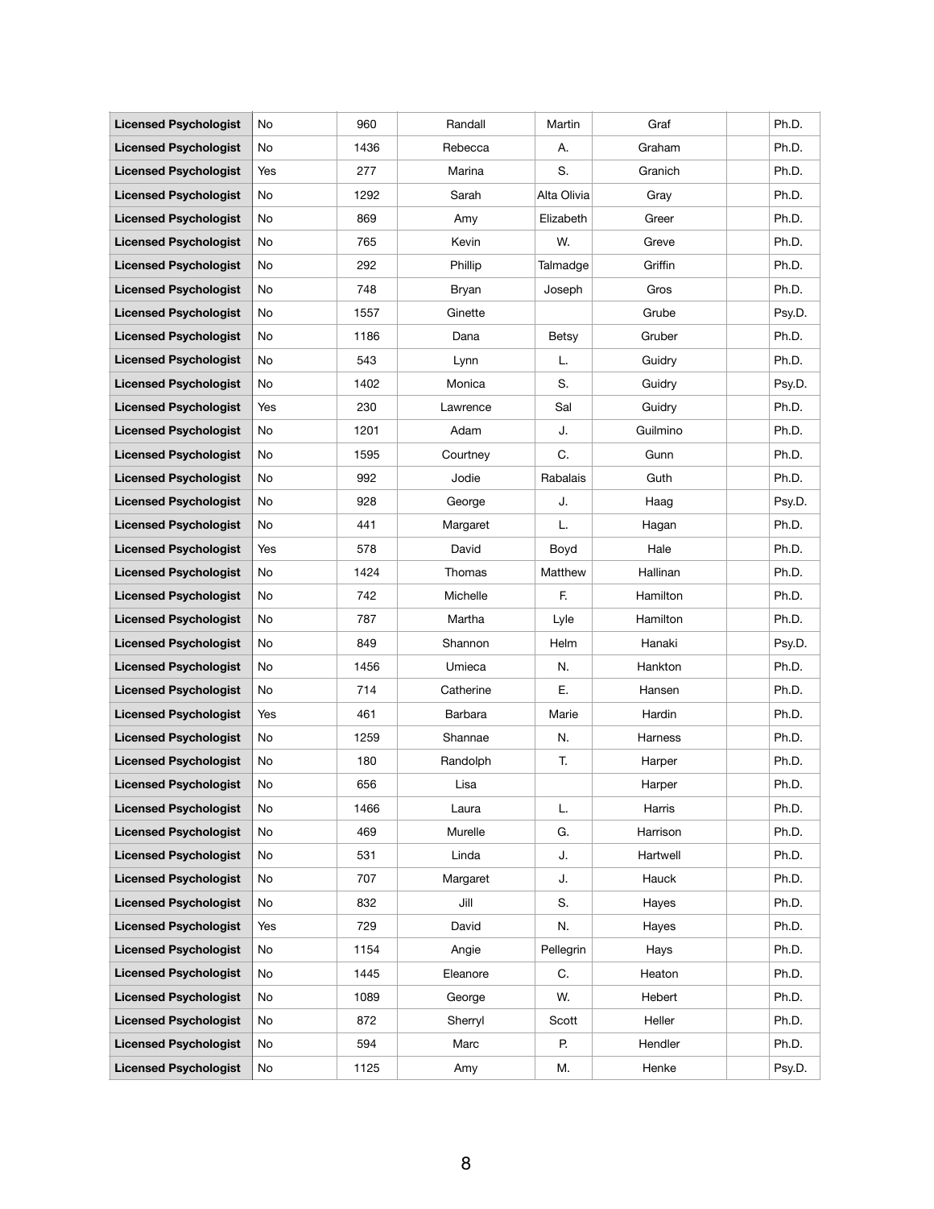| Licensed Psychologist | No | 960 | Randall | Martin | Graf | | Ph.D. |
|---|---|---|---|---|---|---|---|
| Licensed Psychologist | No | 1436 | Rebecca | A. | Graham | | Ph.D. |
| Licensed Psychologist | Yes | 277 | Marina | S. | Granich | | Ph.D. |
| Licensed Psychologist | No | 1292 | Sarah | Alta Olivia | Gray | | Ph.D. |
| Licensed Psychologist | No | 869 | Amy | Elizabeth | Greer | | Ph.D. |
| Licensed Psychologist | No | 765 | Kevin | W. | Greve | | Ph.D. |
| Licensed Psychologist | No | 292 | Phillip | Talmadge | Griffin | | Ph.D. |
| Licensed Psychologist | No | 748 | Bryan | Joseph | Gros | | Ph.D. |
| Licensed Psychologist | No | 1557 | Ginette | | Grube | | Psy.D. |
| Licensed Psychologist | No | 1186 | Dana | Betsy | Gruber | | Ph.D. |
| Licensed Psychologist | No | 543 | Lynn | L. | Guidry | | Ph.D. |
| Licensed Psychologist | No | 1402 | Monica | S. | Guidry | | Psy.D. |
| Licensed Psychologist | Yes | 230 | Lawrence | Sal | Guidry | | Ph.D. |
| Licensed Psychologist | No | 1201 | Adam | J. | Guilmino | | Ph.D. |
| Licensed Psychologist | No | 1595 | Courtney | C. | Gunn | | Ph.D. |
| Licensed Psychologist | No | 992 | Jodie | Rabalais | Guth | | Ph.D. |
| Licensed Psychologist | No | 928 | George | J. | Haag | | Psy.D. |
| Licensed Psychologist | No | 441 | Margaret | L. | Hagan | | Ph.D. |
| Licensed Psychologist | Yes | 578 | David | Boyd | Hale | | Ph.D. |
| Licensed Psychologist | No | 1424 | Thomas | Matthew | Hallinan | | Ph.D. |
| Licensed Psychologist | No | 742 | Michelle | F. | Hamilton | | Ph.D. |
| Licensed Psychologist | No | 787 | Martha | Lyle | Hamilton | | Ph.D. |
| Licensed Psychologist | No | 849 | Shannon | Helm | Hanaki | | Psy.D. |
| Licensed Psychologist | No | 1456 | Umieca | N. | Hankton | | Ph.D. |
| Licensed Psychologist | No | 714 | Catherine | E. | Hansen | | Ph.D. |
| Licensed Psychologist | Yes | 461 | Barbara | Marie | Hardin | | Ph.D. |
| Licensed Psychologist | No | 1259 | Shannae | N. | Harness | | Ph.D. |
| Licensed Psychologist | No | 180 | Randolph | T. | Harper | | Ph.D. |
| Licensed Psychologist | No | 656 | Lisa | | Harper | | Ph.D. |
| Licensed Psychologist | No | 1466 | Laura | L. | Harris | | Ph.D. |
| Licensed Psychologist | No | 469 | Murelle | G. | Harrison | | Ph.D. |
| Licensed Psychologist | No | 531 | Linda | J. | Hartwell | | Ph.D. |
| Licensed Psychologist | No | 707 | Margaret | J. | Hauck | | Ph.D. |
| Licensed Psychologist | No | 832 | Jill | S. | Hayes | | Ph.D. |
| Licensed Psychologist | Yes | 729 | David | N. | Hayes | | Ph.D. |
| Licensed Psychologist | No | 1154 | Angie | Pellegrin | Hays | | Ph.D. |
| Licensed Psychologist | No | 1445 | Eleanore | C. | Heaton | | Ph.D. |
| Licensed Psychologist | No | 1089 | George | W. | Hebert | | Ph.D. |
| Licensed Psychologist | No | 872 | Sherryl | Scott | Heller | | Ph.D. |
| Licensed Psychologist | No | 594 | Marc | P. | Hendler | | Ph.D. |
| Licensed Psychologist | No | 1125 | Amy | M. | Henke | | Psy.D. |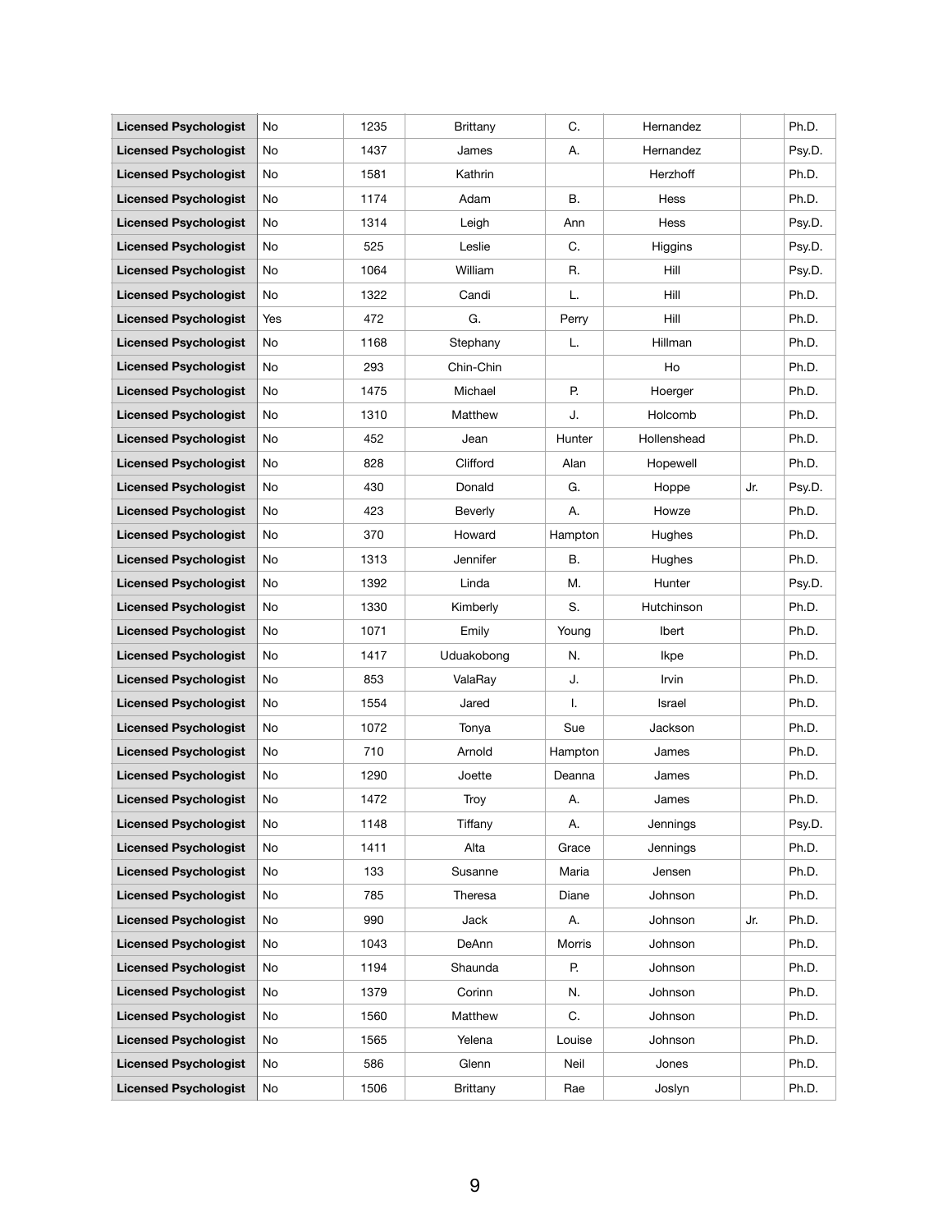| | | | | | | | |
|---|---|---|---|---|---|---|---|
| **Licensed Psychologist** | No | 1235 | Brittany | C. | Hernandez | | Ph.D. |
| **Licensed Psychologist** | No | 1437 | James | A. | Hernandez | | Psy.D. |
| **Licensed Psychologist** | No | 1581 | Kathrin | | Herzhoff | | Ph.D. |
| **Licensed Psychologist** | No | 1174 | Adam | B. | Hess | | Ph.D. |
| **Licensed Psychologist** | No | 1314 | Leigh | Ann | Hess | | Psy.D. |
| **Licensed Psychologist** | No | 525 | Leslie | C. | Higgins | | Psy.D. |
| **Licensed Psychologist** | No | 1064 | William | R. | Hill | | Psy.D. |
| **Licensed Psychologist** | No | 1322 | Candi | L. | Hill | | Ph.D. |
| **Licensed Psychologist** | Yes | 472 | G. | Perry | Hill | | Ph.D. |
| **Licensed Psychologist** | No | 1168 | Stephany | L. | Hillman | | Ph.D. |
| **Licensed Psychologist** | No | 293 | Chin-Chin | | Ho | | Ph.D. |
| **Licensed Psychologist** | No | 1475 | Michael | P. | Hoerger | | Ph.D. |
| **Licensed Psychologist** | No | 1310 | Matthew | J. | Holcomb | | Ph.D. |
| **Licensed Psychologist** | No | 452 | Jean | Hunter | Hollenshead | | Ph.D. |
| **Licensed Psychologist** | No | 828 | Clifford | Alan | Hopewell | | Ph.D. |
| **Licensed Psychologist** | No | 430 | Donald | G. | Hoppe | Jr. | Psy.D. |
| **Licensed Psychologist** | No | 423 | Beverly | A. | Howze | | Ph.D. |
| **Licensed Psychologist** | No | 370 | Howard | Hampton | Hughes | | Ph.D. |
| **Licensed Psychologist** | No | 1313 | Jennifer | B. | Hughes | | Ph.D. |
| **Licensed Psychologist** | No | 1392 | Linda | M. | Hunter | | Psy.D. |
| **Licensed Psychologist** | No | 1330 | Kimberly | S. | Hutchinson | | Ph.D. |
| **Licensed Psychologist** | No | 1071 | Emily | Young | Ibert | | Ph.D. |
| **Licensed Psychologist** | No | 1417 | Uduakobong | N. | Ikpe | | Ph.D. |
| **Licensed Psychologist** | No | 853 | ValaRay | J. | Irvin | | Ph.D. |
| **Licensed Psychologist** | No | 1554 | Jared | I. | Israel | | Ph.D. |
| **Licensed Psychologist** | No | 1072 | Tonya | Sue | Jackson | | Ph.D. |
| **Licensed Psychologist** | No | 710 | Arnold | Hampton | James | | Ph.D. |
| **Licensed Psychologist** | No | 1290 | Joette | Deanna | James | | Ph.D. |
| **Licensed Psychologist** | No | 1472 | Troy | A. | James | | Ph.D. |
| **Licensed Psychologist** | No | 1148 | Tiffany | A. | Jennings | | Psy.D. |
| **Licensed Psychologist** | No | 1411 | Alta | Grace | Jennings | | Ph.D. |
| **Licensed Psychologist** | No | 133 | Susanne | Maria | Jensen | | Ph.D. |
| **Licensed Psychologist** | No | 785 | Theresa | Diane | Johnson | | Ph.D. |
| **Licensed Psychologist** | No | 990 | Jack | A. | Johnson | Jr. | Ph.D. |
| **Licensed Psychologist** | No | 1043 | DeAnn | Morris | Johnson | | Ph.D. |
| **Licensed Psychologist** | No | 1194 | Shaunda | P. | Johnson | | Ph.D. |
| **Licensed Psychologist** | No | 1379 | Corinn | N. | Johnson | | Ph.D. |
| **Licensed Psychologist** | No | 1560 | Matthew | C. | Johnson | | Ph.D. |
| **Licensed Psychologist** | No | 1565 | Yelena | Louise | Johnson | | Ph.D. |
| **Licensed Psychologist** | No | 586 | Glenn | Neil | Jones | | Ph.D. |
| **Licensed Psychologist** | No | 1506 | Brittany | Rae | Joslyn | | Ph.D. |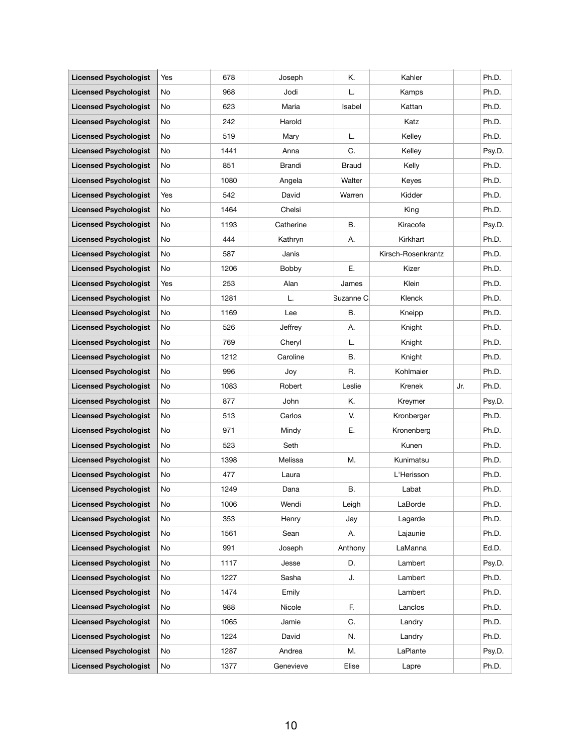| | | | | | | | |
|---|---|---|---|---|---|---|---|
| **Licensed Psychologist** | Yes | 678 | Joseph | K. | Kahler | | Ph.D. |
| **Licensed Psychologist** | No | 968 | Jodi | L. | Kamps | | Ph.D. |
| **Licensed Psychologist** | No | 623 | Maria | Isabel | Kattan | | Ph.D. |
| **Licensed Psychologist** | No | 242 | Harold | | Katz | | Ph.D. |
| **Licensed Psychologist** | No | 519 | Mary | L. | Kelley | | Ph.D. |
| **Licensed Psychologist** | No | 1441 | Anna | C. | Kelley | | Psy.D. |
| **Licensed Psychologist** | No | 851 | Brandi | Braud | Kelly | | Ph.D. |
| **Licensed Psychologist** | No | 1080 | Angela | Walter | Keyes | | Ph.D. |
| **Licensed Psychologist** | Yes | 542 | David | Warren | Kidder | | Ph.D. |
| **Licensed Psychologist** | No | 1464 | Chelsi | | King | | Ph.D. |
| **Licensed Psychologist** | No | 1193 | Catherine | B. | Kiracofe | | Psy.D. |
| **Licensed Psychologist** | No | 444 | Kathryn | A. | Kirkhart | | Ph.D. |
| **Licensed Psychologist** | No | 587 | Janis | | Kirsch-Rosenkrantz | | Ph.D. |
| **Licensed Psychologist** | No | 1206 | Bobby | E. | Kizer | | Ph.D. |
| **Licensed Psychologist** | Yes | 253 | Alan | James | Klein | | Ph.D. |
| **Licensed Psychologist** | No | 1281 | L. | Suzanne C. | Klenck | | Ph.D. |
| **Licensed Psychologist** | No | 1169 | Lee | B. | Kneipp | | Ph.D. |
| **Licensed Psychologist** | No | 526 | Jeffrey | A. | Knight | | Ph.D. |
| **Licensed Psychologist** | No | 769 | Cheryl | L. | Knight | | Ph.D. |
| **Licensed Psychologist** | No | 1212 | Caroline | B. | Knight | | Ph.D. |
| **Licensed Psychologist** | No | 996 | Joy | R. | Kohlmaier | | Ph.D. |
| **Licensed Psychologist** | No | 1083 | Robert | Leslie | Krenek | Jr. | Ph.D. |
| **Licensed Psychologist** | No | 877 | John | K. | Kreymer | | Psy.D. |
| **Licensed Psychologist** | No | 513 | Carlos | V. | Kronberger | | Ph.D. |
| **Licensed Psychologist** | No | 971 | Mindy | E. | Kronenberg | | Ph.D. |
| **Licensed Psychologist** | No | 523 | Seth | | Kunen | | Ph.D. |
| **Licensed Psychologist** | No | 1398 | Melissa | M. | Kunimatsu | | Ph.D. |
| **Licensed Psychologist** | No | 477 | Laura | | L'Herisson | | Ph.D. |
| **Licensed Psychologist** | No | 1249 | Dana | B. | Labat | | Ph.D. |
| **Licensed Psychologist** | No | 1006 | Wendi | Leigh | LaBorde | | Ph.D. |
| **Licensed Psychologist** | No | 353 | Henry | Jay | Lagarde | | Ph.D. |
| **Licensed Psychologist** | No | 1561 | Sean | A. | Lajaunie | | Ph.D. |
| **Licensed Psychologist** | No | 991 | Joseph | Anthony | LaManna | | Ed.D. |
| **Licensed Psychologist** | No | 1117 | Jesse | D. | Lambert | | Psy.D. |
| **Licensed Psychologist** | No | 1227 | Sasha | J. | Lambert | | Ph.D. |
| **Licensed Psychologist** | No | 1474 | Emily | | Lambert | | Ph.D. |
| **Licensed Psychologist** | No | 988 | Nicole | F. | Lanclos | | Ph.D. |
| **Licensed Psychologist** | No | 1065 | Jamie | C. | Landry | | Ph.D. |
| **Licensed Psychologist** | No | 1224 | David | N. | Landry | | Ph.D. |
| **Licensed Psychologist** | No | 1287 | Andrea | M. | LaPlante | | Psy.D. |
| **Licensed Psychologist** | No | 1377 | Genevieve | Elise | Lapre | | Ph.D. |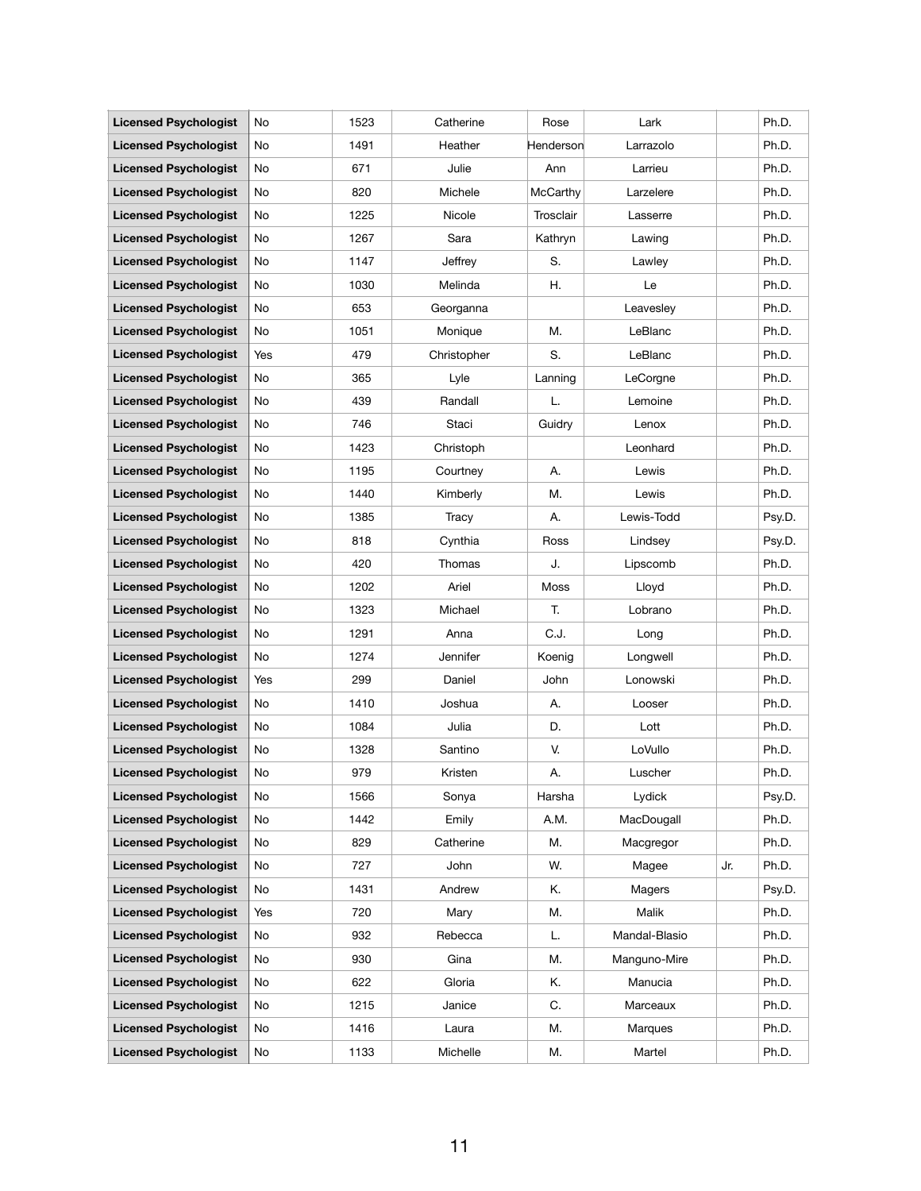| | | | | | | | |
|---|---|---|---|---|---|---|---|
| **Licensed Psychologist** | No | 1523 | Catherine | Rose | Lark | | Ph.D. |
| **Licensed Psychologist** | No | 1491 | Heather | Henderson | Larrazolo | | Ph.D. |
| **Licensed Psychologist** | No | 671 | Julie | Ann | Larrieu | | Ph.D. |
| **Licensed Psychologist** | No | 820 | Michele | McCarthy | Larzelere | | Ph.D. |
| **Licensed Psychologist** | No | 1225 | Nicole | Trosclair | Lasserre | | Ph.D. |
| **Licensed Psychologist** | No | 1267 | Sara | Kathryn | Lawing | | Ph.D. |
| **Licensed Psychologist** | No | 1147 | Jeffrey | S. | Lawley | | Ph.D. |
| **Licensed Psychologist** | No | 1030 | Melinda | H. | Le | | Ph.D. |
| **Licensed Psychologist** | No | 653 | Georganna | | Leavesley | | Ph.D. |
| **Licensed Psychologist** | No | 1051 | Monique | M. | LeBlanc | | Ph.D. |
| **Licensed Psychologist** | Yes | 479 | Christopher | S. | LeBlanc | | Ph.D. |
| **Licensed Psychologist** | No | 365 | Lyle | Lanning | LeCorgne | | Ph.D. |
| **Licensed Psychologist** | No | 439 | Randall | L. | Lemoine | | Ph.D. |
| **Licensed Psychologist** | No | 746 | Staci | Guidry | Lenox | | Ph.D. |
| **Licensed Psychologist** | No | 1423 | Christoph | | Leonhard | | Ph.D. |
| **Licensed Psychologist** | No | 1195 | Courtney | A. | Lewis | | Ph.D. |
| **Licensed Psychologist** | No | 1440 | Kimberly | M. | Lewis | | Ph.D. |
| **Licensed Psychologist** | No | 1385 | Tracy | A. | Lewis-Todd | | Psy.D. |
| **Licensed Psychologist** | No | 818 | Cynthia | Ross | Lindsey | | Psy.D. |
| **Licensed Psychologist** | No | 420 | Thomas | J. | Lipscomb | | Ph.D. |
| **Licensed Psychologist** | No | 1202 | Ariel | Moss | Lloyd | | Ph.D. |
| **Licensed Psychologist** | No | 1323 | Michael | T. | Lobrano | | Ph.D. |
| **Licensed Psychologist** | No | 1291 | Anna | C.J. | Long | | Ph.D. |
| **Licensed Psychologist** | No | 1274 | Jennifer | Koenig | Longwell | | Ph.D. |
| **Licensed Psychologist** | Yes | 299 | Daniel | John | Lonowski | | Ph.D. |
| **Licensed Psychologist** | No | 1410 | Joshua | A. | Looser | | Ph.D. |
| **Licensed Psychologist** | No | 1084 | Julia | D. | Lott | | Ph.D. |
| **Licensed Psychologist** | No | 1328 | Santino | V. | LoVullo | | Ph.D. |
| **Licensed Psychologist** | No | 979 | Kristen | A. | Luscher | | Ph.D. |
| **Licensed Psychologist** | No | 1566 | Sonya | Harsha | Lydick | | Psy.D. |
| **Licensed Psychologist** | No | 1442 | Emily | A.M. | MacDougall | | Ph.D. |
| **Licensed Psychologist** | No | 829 | Catherine | M. | Macgregor | | Ph.D. |
| **Licensed Psychologist** | No | 727 | John | W. | Magee | Jr. | Ph.D. |
| **Licensed Psychologist** | No | 1431 | Andrew | K. | Magers | | Psy.D. |
| **Licensed Psychologist** | Yes | 720 | Mary | M. | Malik | | Ph.D. |
| **Licensed Psychologist** | No | 932 | Rebecca | L. | Mandal-Blasio | | Ph.D. |
| **Licensed Psychologist** | No | 930 | Gina | M. | Manguno-Mire | | Ph.D. |
| **Licensed Psychologist** | No | 622 | Gloria | K. | Manucia | | Ph.D. |
| **Licensed Psychologist** | No | 1215 | Janice | C. | Marceaux | | Ph.D. |
| **Licensed Psychologist** | No | 1416 | Laura | M. | Marques | | Ph.D. |
| **Licensed Psychologist** | No | 1133 | Michelle | M. | Martel | | Ph.D. |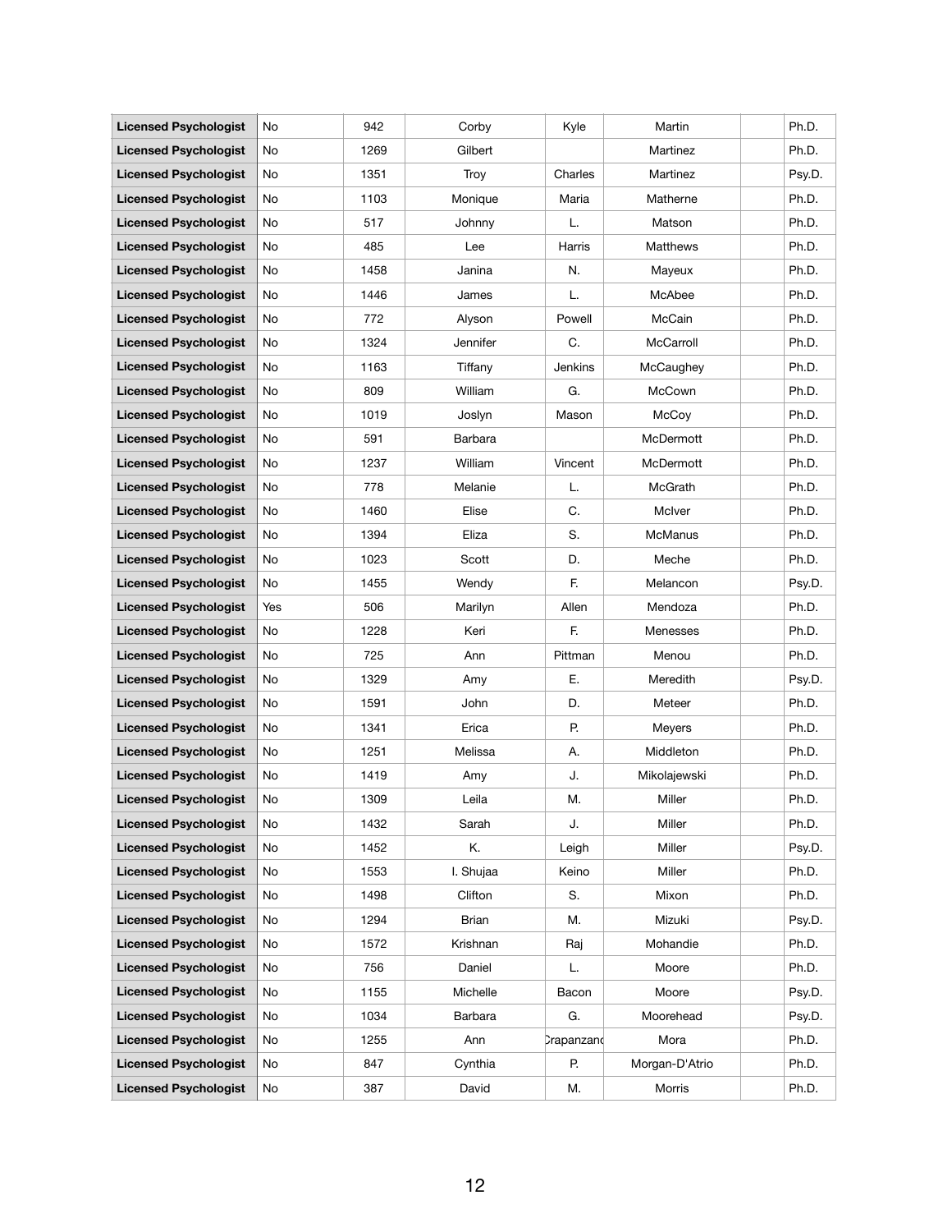| | | | | | | | |
|---|---|---|---|---|---|---|---|
| **Licensed Psychologist** | No | 942 | Corby | Kyle | Martin | | Ph.D. |
| **Licensed Psychologist** | No | 1269 | Gilbert | | Martinez | | Ph.D. |
| **Licensed Psychologist** | No | 1351 | Troy | Charles | Martinez | | Psy.D. |
| **Licensed Psychologist** | No | 1103 | Monique | Maria | Matherne | | Ph.D. |
| **Licensed Psychologist** | No | 517 | Johnny | L. | Matson | | Ph.D. |
| **Licensed Psychologist** | No | 485 | Lee | Harris | Matthews | | Ph.D. |
| **Licensed Psychologist** | No | 1458 | Janina | N. | Mayeux | | Ph.D. |
| **Licensed Psychologist** | No | 1446 | James | L. | McAbee | | Ph.D. |
| **Licensed Psychologist** | No | 772 | Alyson | Powell | McCain | | Ph.D. |
| **Licensed Psychologist** | No | 1324 | Jennifer | C. | McCarroll | | Ph.D. |
| **Licensed Psychologist** | No | 1163 | Tiffany | Jenkins | McCaughey | | Ph.D. |
| **Licensed Psychologist** | No | 809 | William | G. | McCown | | Ph.D. |
| **Licensed Psychologist** | No | 1019 | Joslyn | Mason | McCoy | | Ph.D. |
| **Licensed Psychologist** | No | 591 | Barbara | | McDermott | | Ph.D. |
| **Licensed Psychologist** | No | 1237 | William | Vincent | McDermott | | Ph.D. |
| **Licensed Psychologist** | No | 778 | Melanie | L. | McGrath | | Ph.D. |
| **Licensed Psychologist** | No | 1460 | Elise | C. | McIver | | Ph.D. |
| **Licensed Psychologist** | No | 1394 | Eliza | S. | McManus | | Ph.D. |
| **Licensed Psychologist** | No | 1023 | Scott | D. | Meche | | Ph.D. |
| **Licensed Psychologist** | No | 1455 | Wendy | F. | Melancon | | Psy.D. |
| **Licensed Psychologist** | Yes | 506 | Marilyn | Allen | Mendoza | | Ph.D. |
| **Licensed Psychologist** | No | 1228 | Keri | F. | Menesses | | Ph.D. |
| **Licensed Psychologist** | No | 725 | Ann | Pittman | Menou | | Ph.D. |
| **Licensed Psychologist** | No | 1329 | Amy | E. | Meredith | | Psy.D. |
| **Licensed Psychologist** | No | 1591 | John | D. | Meteer | | Ph.D. |
| **Licensed Psychologist** | No | 1341 | Erica | P. | Meyers | | Ph.D. |
| **Licensed Psychologist** | No | 1251 | Melissa | A. | Middleton | | Ph.D. |
| **Licensed Psychologist** | No | 1419 | Amy | J. | Mikolajewski | | Ph.D. |
| **Licensed Psychologist** | No | 1309 | Leila | M. | Miller | | Ph.D. |
| **Licensed Psychologist** | No | 1432 | Sarah | J. | Miller | | Ph.D. |
| **Licensed Psychologist** | No | 1452 | K. | Leigh | Miller | | Psy.D. |
| **Licensed Psychologist** | No | 1553 | I. Shujaa | Keino | Miller | | Ph.D. |
| **Licensed Psychologist** | No | 1498 | Clifton | S. | Mixon | | Ph.D. |
| **Licensed Psychologist** | No | 1294 | Brian | M. | Mizuki | | Psy.D. |
| **Licensed Psychologist** | No | 1572 | Krishnan | Raj | Mohandie | | Ph.D. |
| **Licensed Psychologist** | No | 756 | Daniel | L. | Moore | | Ph.D. |
| **Licensed Psychologist** | No | 1155 | Michelle | Bacon | Moore | | Psy.D. |
| **Licensed Psychologist** | No | 1034 | Barbara | G. | Moorehead | | Psy.D. |
| **Licensed Psychologist** | No | 1255 | Ann | Crapanzano | Mora | | Ph.D. |
| **Licensed Psychologist** | No | 847 | Cynthia | P. | Morgan-D'Atrio | | Ph.D. |
| **Licensed Psychologist** | No | 387 | David | M. | Morris | | Ph.D. |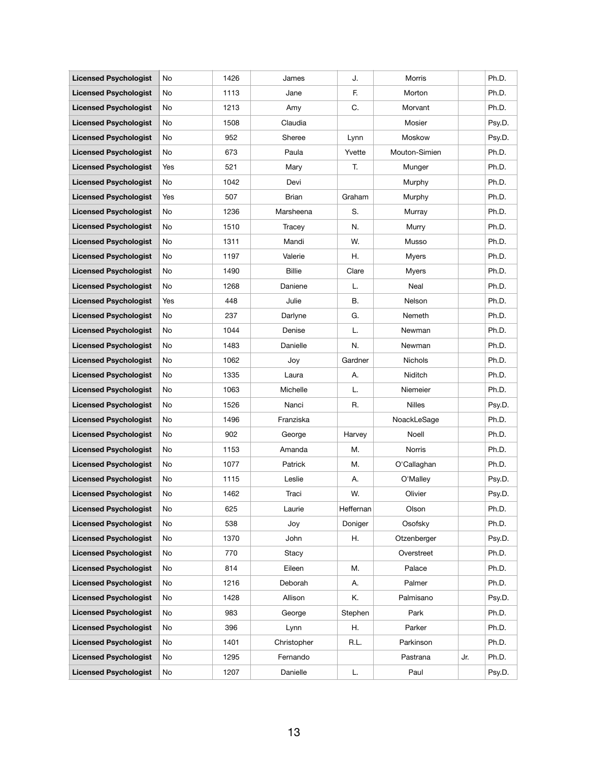| | | | | | | | |
|---|---|---|---|---|---|---|---|
| **Licensed Psychologist** | No | 1426 | James | J. | Morris | | Ph.D. |
| **Licensed Psychologist** | No | 1113 | Jane | F. | Morton | | Ph.D. |
| **Licensed Psychologist** | No | 1213 | Amy | C. | Morvant | | Ph.D. |
| **Licensed Psychologist** | No | 1508 | Claudia | | Mosier | | Psy.D. |
| **Licensed Psychologist** | No | 952 | Sheree | Lynn | Moskow | | Psy.D. |
| **Licensed Psychologist** | No | 673 | Paula | Yvette | Mouton-Simien | | Ph.D. |
| **Licensed Psychologist** | Yes | 521 | Mary | T. | Munger | | Ph.D. |
| **Licensed Psychologist** | No | 1042 | Devi | | Murphy | | Ph.D. |
| **Licensed Psychologist** | Yes | 507 | Brian | Graham | Murphy | | Ph.D. |
| **Licensed Psychologist** | No | 1236 | Marsheena | S. | Murray | | Ph.D. |
| **Licensed Psychologist** | No | 1510 | Tracey | N. | Murry | | Ph.D. |
| **Licensed Psychologist** | No | 1311 | Mandi | W. | Musso | | Ph.D. |
| **Licensed Psychologist** | No | 1197 | Valerie | H. | Myers | | Ph.D. |
| **Licensed Psychologist** | No | 1490 | Billie | Clare | Myers | | Ph.D. |
| **Licensed Psychologist** | No | 1268 | Daniene | L. | Neal | | Ph.D. |
| **Licensed Psychologist** | Yes | 448 | Julie | B. | Nelson | | Ph.D. |
| **Licensed Psychologist** | No | 237 | Darlyne | G. | Nemeth | | Ph.D. |
| **Licensed Psychologist** | No | 1044 | Denise | L. | Newman | | Ph.D. |
| **Licensed Psychologist** | No | 1483 | Danielle | N. | Newman | | Ph.D. |
| **Licensed Psychologist** | No | 1062 | Joy | Gardner | Nichols | | Ph.D. |
| **Licensed Psychologist** | No | 1335 | Laura | A. | Niditch | | Ph.D. |
| **Licensed Psychologist** | No | 1063 | Michelle | L. | Niemeier | | Ph.D. |
| **Licensed Psychologist** | No | 1526 | Nanci | R. | Nilles | | Psy.D. |
| **Licensed Psychologist** | No | 1496 | Franziska | | NoackLeSage | | Ph.D. |
| **Licensed Psychologist** | No | 902 | George | Harvey | Noell | | Ph.D. |
| **Licensed Psychologist** | No | 1153 | Amanda | M. | Norris | | Ph.D. |
| **Licensed Psychologist** | No | 1077 | Patrick | M. | O'Callaghan | | Ph.D. |
| **Licensed Psychologist** | No | 1115 | Leslie | A. | O'Malley | | Psy.D. |
| **Licensed Psychologist** | No | 1462 | Traci | W. | Olivier | | Psy.D. |
| **Licensed Psychologist** | No | 625 | Laurie | Heffernan | Olson | | Ph.D. |
| **Licensed Psychologist** | No | 538 | Joy | Doniger | Osofsky | | Ph.D. |
| **Licensed Psychologist** | No | 1370 | John | H. | Otzenberger | | Psy.D. |
| **Licensed Psychologist** | No | 770 | Stacy | | Overstreet | | Ph.D. |
| **Licensed Psychologist** | No | 814 | Eileen | M. | Palace | | Ph.D. |
| **Licensed Psychologist** | No | 1216 | Deborah | A. | Palmer | | Ph.D. |
| **Licensed Psychologist** | No | 1428 | Allison | K. | Palmisano | | Psy.D. |
| **Licensed Psychologist** | No | 983 | George | Stephen | Park | | Ph.D. |
| **Licensed Psychologist** | No | 396 | Lynn | H. | Parker | | Ph.D. |
| **Licensed Psychologist** | No | 1401 | Christopher | R.L. | Parkinson | | Ph.D. |
| **Licensed Psychologist** | No | 1295 | Fernando | | Pastrana | Jr. | Ph.D. |
| **Licensed Psychologist** | No | 1207 | Danielle | L. | Paul | | Psy.D. |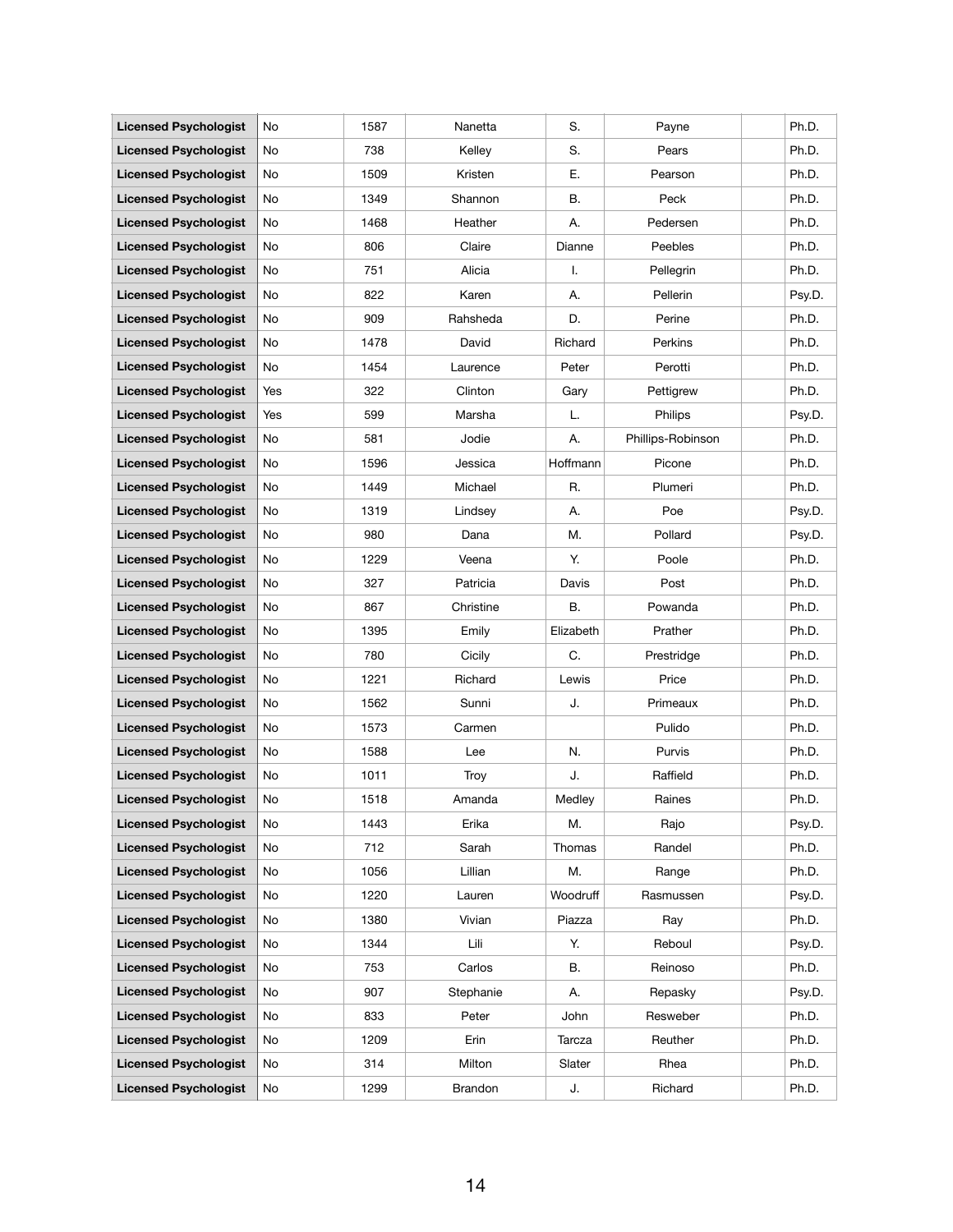| Licensed Psychologist | No | 1587 | Nanetta | S. | Payne | | Ph.D. |
|---|---|---|---|---|---|---|---|
| **Licensed Psychologist** | No | 738 | Kelley | S. | Pears | | Ph.D. |
| **Licensed Psychologist** | No | 1509 | Kristen | E. | Pearson | | Ph.D. |
| **Licensed Psychologist** | No | 1349 | Shannon | B. | Peck | | Ph.D. |
| **Licensed Psychologist** | No | 1468 | Heather | A. | Pedersen | | Ph.D. |
| **Licensed Psychologist** | No | 806 | Claire | Dianne | Peebles | | Ph.D. |
| **Licensed Psychologist** | No | 751 | Alicia | I. | Pellegrin | | Ph.D. |
| **Licensed Psychologist** | No | 822 | Karen | A. | Pellerin | | Psy.D. |
| **Licensed Psychologist** | No | 909 | Rahsheda | D. | Perine | | Ph.D. |
| **Licensed Psychologist** | No | 1478 | David | Richard | Perkins | | Ph.D. |
| **Licensed Psychologist** | No | 1454 | Laurence | Peter | Perotti | | Ph.D. |
| **Licensed Psychologist** | Yes | 322 | Clinton | Gary | Pettigrew | | Ph.D. |
| **Licensed Psychologist** | Yes | 599 | Marsha | L. | Philips | | Psy.D. |
| **Licensed Psychologist** | No | 581 | Jodie | A. | Phillips-Robinson | | Ph.D. |
| **Licensed Psychologist** | No | 1596 | Jessica | Hoffmann | Picone | | Ph.D. |
| **Licensed Psychologist** | No | 1449 | Michael | R. | Plumeri | | Ph.D. |
| **Licensed Psychologist** | No | 1319 | Lindsey | A. | Poe | | Psy.D. |
| **Licensed Psychologist** | No | 980 | Dana | M. | Pollard | | Psy.D. |
| **Licensed Psychologist** | No | 1229 | Veena | Y. | Poole | | Ph.D. |
| **Licensed Psychologist** | No | 327 | Patricia | Davis | Post | | Ph.D. |
| **Licensed Psychologist** | No | 867 | Christine | B. | Powanda | | Ph.D. |
| **Licensed Psychologist** | No | 1395 | Emily | Elizabeth | Prather | | Ph.D. |
| **Licensed Psychologist** | No | 780 | Cicily | C. | Prestridge | | Ph.D. |
| **Licensed Psychologist** | No | 1221 | Richard | Lewis | Price | | Ph.D. |
| **Licensed Psychologist** | No | 1562 | Sunni | J. | Primeaux | | Ph.D. |
| **Licensed Psychologist** | No | 1573 | Carmen | | Pulido | | Ph.D. |
| **Licensed Psychologist** | No | 1588 | Lee | N. | Purvis | | Ph.D. |
| **Licensed Psychologist** | No | 1011 | Troy | J. | Raffield | | Ph.D. |
| **Licensed Psychologist** | No | 1518 | Amanda | Medley | Raines | | Ph.D. |
| **Licensed Psychologist** | No | 1443 | Erika | M. | Rajo | | Psy.D. |
| **Licensed Psychologist** | No | 712 | Sarah | Thomas | Randel | | Ph.D. |
| **Licensed Psychologist** | No | 1056 | Lillian | M. | Range | | Ph.D. |
| **Licensed Psychologist** | No | 1220 | Lauren | Woodruff | Rasmussen | | Psy.D. |
| **Licensed Psychologist** | No | 1380 | Vivian | Piazza | Ray | | Ph.D. |
| **Licensed Psychologist** | No | 1344 | Lili | Y. | Reboul | | Psy.D. |
| **Licensed Psychologist** | No | 753 | Carlos | B. | Reinoso | | Ph.D. |
| **Licensed Psychologist** | No | 907 | Stephanie | A. | Repasky | | Psy.D. |
| **Licensed Psychologist** | No | 833 | Peter | John | Resweber | | Ph.D. |
| **Licensed Psychologist** | No | 1209 | Erin | Tarcza | Reuther | | Ph.D. |
| **Licensed Psychologist** | No | 314 | Milton | Slater | Rhea | | Ph.D. |
| **Licensed Psychologist** | No | 1299 | Brandon | J. | Richard | | Ph.D. |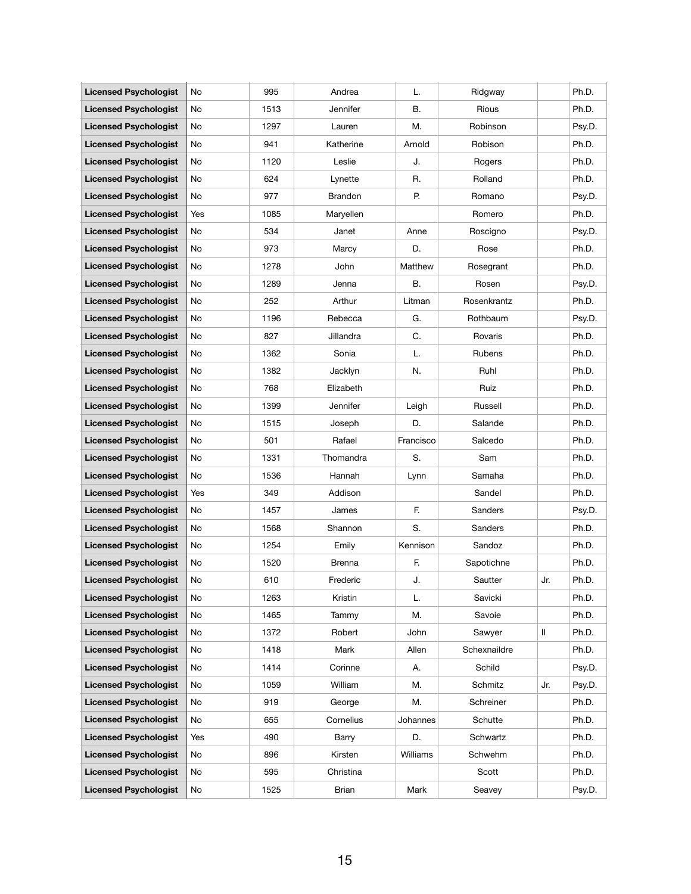| | | | | | | | |
|---|---|---|---|---|---|---|---|
| **Licensed Psychologist** | No | 995 | Andrea | L. | Ridgway | | Ph.D. |
| **Licensed Psychologist** | No | 1513 | Jennifer | B. | Rious | | Ph.D. |
| **Licensed Psychologist** | No | 1297 | Lauren | M. | Robinson | | Psy.D. |
| **Licensed Psychologist** | No | 941 | Katherine | Arnold | Robison | | Ph.D. |
| **Licensed Psychologist** | No | 1120 | Leslie | J. | Rogers | | Ph.D. |
| **Licensed Psychologist** | No | 624 | Lynette | R. | Rolland | | Ph.D. |
| **Licensed Psychologist** | No | 977 | Brandon | P. | Romano | | Psy.D. |
| **Licensed Psychologist** | Yes | 1085 | Maryellen | | Romero | | Ph.D. |
| **Licensed Psychologist** | No | 534 | Janet | Anne | Roscigno | | Psy.D. |
| **Licensed Psychologist** | No | 973 | Marcy | D. | Rose | | Ph.D. |
| **Licensed Psychologist** | No | 1278 | John | Matthew | Rosegrant | | Ph.D. |
| **Licensed Psychologist** | No | 1289 | Jenna | B. | Rosen | | Psy.D. |
| **Licensed Psychologist** | No | 252 | Arthur | Litman | Rosenkrantz | | Ph.D. |
| **Licensed Psychologist** | No | 1196 | Rebecca | G. | Rothbaum | | Psy.D. |
| **Licensed Psychologist** | No | 827 | Jillandra | C. | Rovaris | | Ph.D. |
| **Licensed Psychologist** | No | 1362 | Sonia | L. | Rubens | | Ph.D. |
| **Licensed Psychologist** | No | 1382 | Jacklyn | N. | Ruhl | | Ph.D. |
| **Licensed Psychologist** | No | 768 | Elizabeth | | Ruiz | | Ph.D. |
| **Licensed Psychologist** | No | 1399 | Jennifer | Leigh | Russell | | Ph.D. |
| **Licensed Psychologist** | No | 1515 | Joseph | D. | Salande | | Ph.D. |
| **Licensed Psychologist** | No | 501 | Rafael | Francisco | Salcedo | | Ph.D. |
| **Licensed Psychologist** | No | 1331 | Thomandra | S. | Sam | | Ph.D. |
| **Licensed Psychologist** | No | 1536 | Hannah | Lynn | Samaha | | Ph.D. |
| **Licensed Psychologist** | Yes | 349 | Addison | | Sandel | | Ph.D. |
| **Licensed Psychologist** | No | 1457 | James | F. | Sanders | | Psy.D. |
| **Licensed Psychologist** | No | 1568 | Shannon | S. | Sanders | | Ph.D. |
| **Licensed Psychologist** | No | 1254 | Emily | Kennison | Sandoz | | Ph.D. |
| **Licensed Psychologist** | No | 1520 | Brenna | F. | Sapotichne | | Ph.D. |
| **Licensed Psychologist** | No | 610 | Frederic | J. | Sautter | Jr. | Ph.D. |
| **Licensed Psychologist** | No | 1263 | Kristin | L. | Savicki | | Ph.D. |
| **Licensed Psychologist** | No | 1465 | Tammy | M. | Savoie | | Ph.D. |
| **Licensed Psychologist** | No | 1372 | Robert | John | Sawyer | II | Ph.D. |
| **Licensed Psychologist** | No | 1418 | Mark | Allen | Schexnaildre | | Ph.D. |
| **Licensed Psychologist** | No | 1414 | Corinne | A. | Schild | | Psy.D. |
| **Licensed Psychologist** | No | 1059 | William | M. | Schmitz | Jr. | Psy.D. |
| **Licensed Psychologist** | No | 919 | George | M. | Schreiner | | Ph.D. |
| **Licensed Psychologist** | No | 655 | Cornelius | Johannes | Schutte | | Ph.D. |
| **Licensed Psychologist** | Yes | 490 | Barry | D. | Schwartz | | Ph.D. |
| **Licensed Psychologist** | No | 896 | Kirsten | Williams | Schwehm | | Ph.D. |
| **Licensed Psychologist** | No | 595 | Christina | | Scott | | Ph.D. |
| **Licensed Psychologist** | No | 1525 | Brian | Mark | Seavey | | Psy.D. |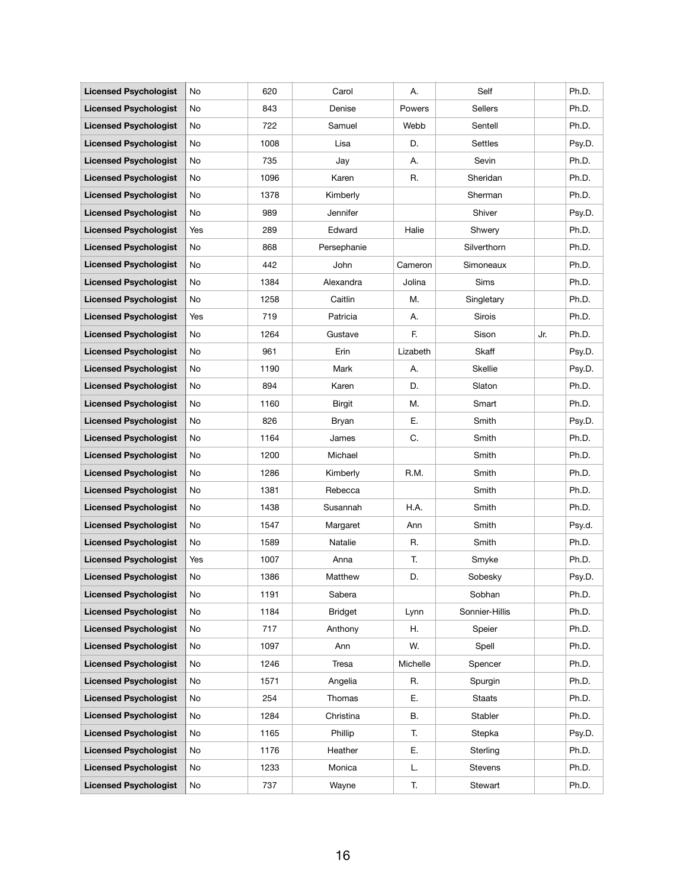| Licensed Psychologist | No | 620 | Carol | A. | Self | | Ph.D. |
|---|---|---|---|---|---|---|---|
| Licensed Psychologist | No | 843 | Denise | Powers | Sellers | | Ph.D. |
| Licensed Psychologist | No | 722 | Samuel | Webb | Sentell | | Ph.D. |
| Licensed Psychologist | No | 1008 | Lisa | D. | Settles | | Psy.D. |
| Licensed Psychologist | No | 735 | Jay | A. | Sevin | | Ph.D. |
| Licensed Psychologist | No | 1096 | Karen | R. | Sheridan | | Ph.D. |
| Licensed Psychologist | No | 1378 | Kimberly | | Sherman | | Ph.D. |
| Licensed Psychologist | No | 989 | Jennifer | | Shiver | | Psy.D. |
| Licensed Psychologist | Yes | 289 | Edward | Halie | Shwery | | Ph.D. |
| Licensed Psychologist | No | 868 | Persephanie | | Silverthorn | | Ph.D. |
| Licensed Psychologist | No | 442 | John | Cameron | Simoneaux | | Ph.D. |
| Licensed Psychologist | No | 1384 | Alexandra | Jolina | Sims | | Ph.D. |
| Licensed Psychologist | No | 1258 | Caitlin | M. | Singletary | | Ph.D. |
| Licensed Psychologist | Yes | 719 | Patricia | A. | Sirois | | Ph.D. |
| Licensed Psychologist | No | 1264 | Gustave | F. | Sison | Jr. | Ph.D. |
| Licensed Psychologist | No | 961 | Erin | Lizabeth | Skaff | | Psy.D. |
| Licensed Psychologist | No | 1190 | Mark | A. | Skellie | | Psy.D. |
| Licensed Psychologist | No | 894 | Karen | D. | Slaton | | Ph.D. |
| Licensed Psychologist | No | 1160 | Birgit | M. | Smart | | Ph.D. |
| Licensed Psychologist | No | 826 | Bryan | E. | Smith | | Psy.D. |
| Licensed Psychologist | No | 1164 | James | C. | Smith | | Ph.D. |
| Licensed Psychologist | No | 1200 | Michael | | Smith | | Ph.D. |
| Licensed Psychologist | No | 1286 | Kimberly | R.M. | Smith | | Ph.D. |
| Licensed Psychologist | No | 1381 | Rebecca | | Smith | | Ph.D. |
| Licensed Psychologist | No | 1438 | Susannah | H.A. | Smith | | Ph.D. |
| Licensed Psychologist | No | 1547 | Margaret | Ann | Smith | | Psy.d. |
| Licensed Psychologist | No | 1589 | Natalie | R. | Smith | | Ph.D. |
| Licensed Psychologist | Yes | 1007 | Anna | T. | Smyke | | Ph.D. |
| Licensed Psychologist | No | 1386 | Matthew | D. | Sobesky | | Psy.D. |
| Licensed Psychologist | No | 1191 | Sabera | | Sobhan | | Ph.D. |
| Licensed Psychologist | No | 1184 | Bridget | Lynn | Sonnier-Hillis | | Ph.D. |
| Licensed Psychologist | No | 717 | Anthony | H. | Speier | | Ph.D. |
| Licensed Psychologist | No | 1097 | Ann | W. | Spell | | Ph.D. |
| Licensed Psychologist | No | 1246 | Tresa | Michelle | Spencer | | Ph.D. |
| Licensed Psychologist | No | 1571 | Angelia | R. | Spurgin | | Ph.D. |
| Licensed Psychologist | No | 254 | Thomas | E. | Staats | | Ph.D. |
| Licensed Psychologist | No | 1284 | Christina | B. | Stabler | | Ph.D. |
| Licensed Psychologist | No | 1165 | Phillip | T. | Stepka | | Psy.D. |
| Licensed Psychologist | No | 1176 | Heather | E. | Sterling | | Ph.D. |
| Licensed Psychologist | No | 1233 | Monica | L. | Stevens | | Ph.D. |
| Licensed Psychologist | No | 737 | Wayne | T. | Stewart | | Ph.D. |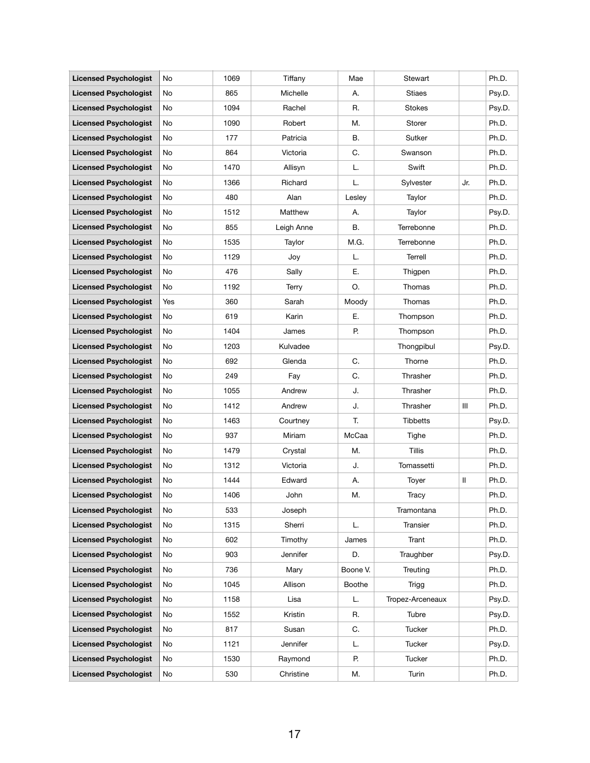| | | | | | | | |
|---|---|---|---|---|---|---|---|
| **Licensed Psychologist** | No | 1069 | Tiffany | Mae | Stewart | | Ph.D. |
| **Licensed Psychologist** | No | 865 | Michelle | A. | Stiaes | | Psy.D. |
| **Licensed Psychologist** | No | 1094 | Rachel | R. | Stokes | | Psy.D. |
| **Licensed Psychologist** | No | 1090 | Robert | M. | Storer | | Ph.D. |
| **Licensed Psychologist** | No | 177 | Patricia | B. | Sutker | | Ph.D. |
| **Licensed Psychologist** | No | 864 | Victoria | C. | Swanson | | Ph.D. |
| **Licensed Psychologist** | No | 1470 | Allisyn | L. | Swift | | Ph.D. |
| **Licensed Psychologist** | No | 1366 | Richard | L. | Sylvester | Jr. | Ph.D. |
| **Licensed Psychologist** | No | 480 | Alan | Lesley | Taylor | | Ph.D. |
| **Licensed Psychologist** | No | 1512 | Matthew | A. | Taylor | | Psy.D. |
| **Licensed Psychologist** | No | 855 | Leigh Anne | B. | Terrebonne | | Ph.D. |
| **Licensed Psychologist** | No | 1535 | Taylor | M.G. | Terrebonne | | Ph.D. |
| **Licensed Psychologist** | No | 1129 | Joy | L. | Terrell | | Ph.D. |
| **Licensed Psychologist** | No | 476 | Sally | E. | Thigpen | | Ph.D. |
| **Licensed Psychologist** | No | 1192 | Terry | O. | Thomas | | Ph.D. |
| **Licensed Psychologist** | Yes | 360 | Sarah | Moody | Thomas | | Ph.D. |
| **Licensed Psychologist** | No | 619 | Karin | E. | Thompson | | Ph.D. |
| **Licensed Psychologist** | No | 1404 | James | P. | Thompson | | Ph.D. |
| **Licensed Psychologist** | No | 1203 | Kulvadee | | Thongpibul | | Psy.D. |
| **Licensed Psychologist** | No | 692 | Glenda | C. | Thorne | | Ph.D. |
| **Licensed Psychologist** | No | 249 | Fay | C. | Thrasher | | Ph.D. |
| **Licensed Psychologist** | No | 1055 | Andrew | J. | Thrasher | | Ph.D. |
| **Licensed Psychologist** | No | 1412 | Andrew | J. | Thrasher | III | Ph.D. |
| **Licensed Psychologist** | No | 1463 | Courtney | T. | Tibbetts | | Psy.D. |
| **Licensed Psychologist** | No | 937 | Miriam | McCaa | Tighe | | Ph.D. |
| **Licensed Psychologist** | No | 1479 | Crystal | M. | Tillis | | Ph.D. |
| **Licensed Psychologist** | No | 1312 | Victoria | J. | Tomassetti | | Ph.D. |
| **Licensed Psychologist** | No | 1444 | Edward | A. | Toyer | II | Ph.D. |
| **Licensed Psychologist** | No | 1406 | John | M. | Tracy | | Ph.D. |
| **Licensed Psychologist** | No | 533 | Joseph | | Tramontana | | Ph.D. |
| **Licensed Psychologist** | No | 1315 | Sherri | L. | Transier | | Ph.D. |
| **Licensed Psychologist** | No | 602 | Timothy | James | Trant | | Ph.D. |
| **Licensed Psychologist** | No | 903 | Jennifer | D. | Traughber | | Psy.D. |
| **Licensed Psychologist** | No | 736 | Mary | Boone V. | Treuting | | Ph.D. |
| **Licensed Psychologist** | No | 1045 | Allison | Boothe | Trigg | | Ph.D. |
| **Licensed Psychologist** | No | 1158 | Lisa | L. | Tropez-Arceneaux | | Psy.D. |
| **Licensed Psychologist** | No | 1552 | Kristin | R. | Tubre | | Psy.D. |
| **Licensed Psychologist** | No | 817 | Susan | C. | Tucker | | Ph.D. |
| **Licensed Psychologist** | No | 1121 | Jennifer | L. | Tucker | | Psy.D. |
| **Licensed Psychologist** | No | 1530 | Raymond | P. | Tucker | | Ph.D. |
| **Licensed Psychologist** | No | 530 | Christine | M. | Turin | | Ph.D. |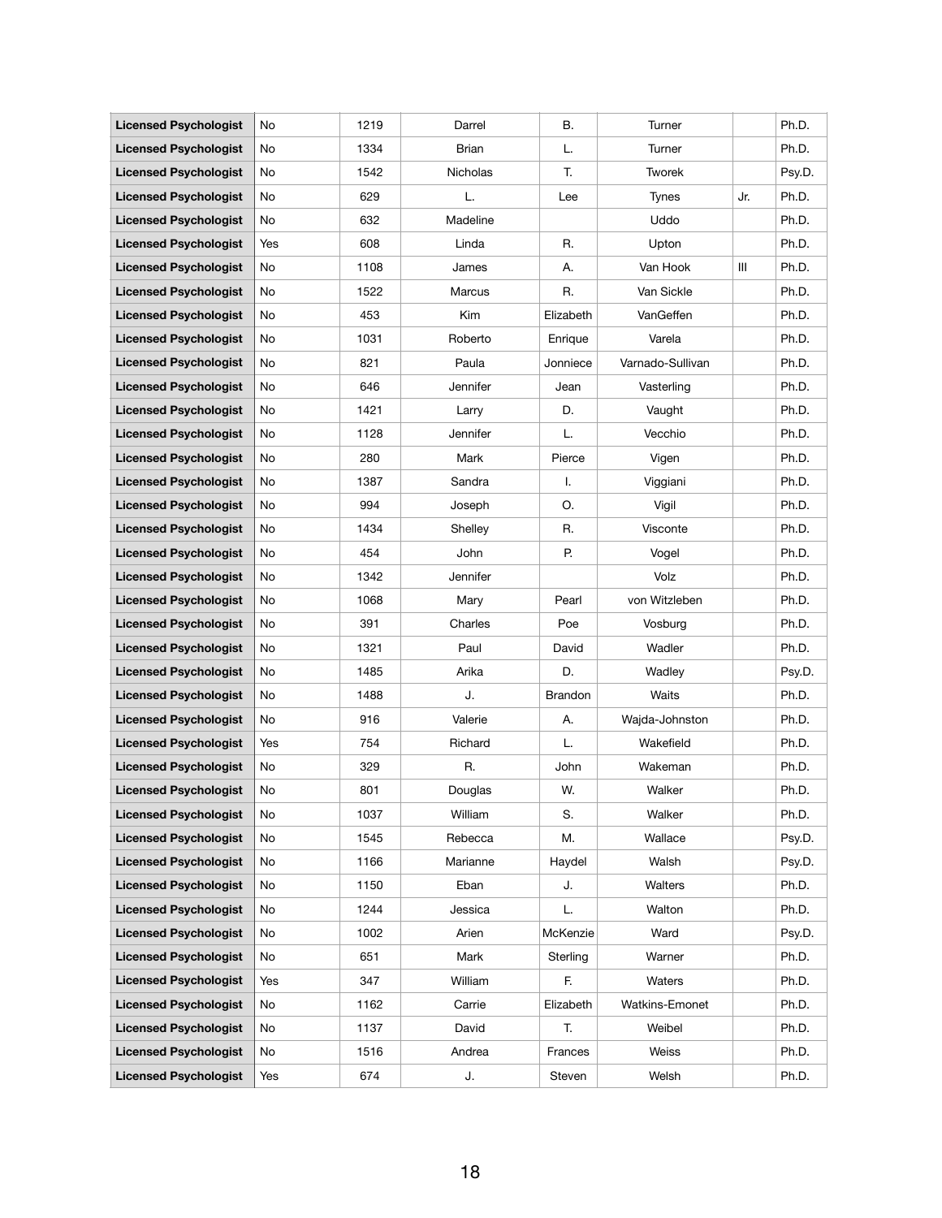| | | | | | | | |
|---|---|---|---|---|---|---|---|
| **Licensed Psychologist** | No | 1219 | Darrel | B. | Turner | | Ph.D. |
| **Licensed Psychologist** | No | 1334 | Brian | L. | Turner | | Ph.D. |
| **Licensed Psychologist** | No | 1542 | Nicholas | T. | Tworek | | Psy.D. |
| **Licensed Psychologist** | No | 629 | L. | Lee | Tynes | Jr. | Ph.D. |
| **Licensed Psychologist** | No | 632 | Madeline | | Uddo | | Ph.D. |
| **Licensed Psychologist** | Yes | 608 | Linda | R. | Upton | | Ph.D. |
| **Licensed Psychologist** | No | 1108 | James | A. | Van Hook | III | Ph.D. |
| **Licensed Psychologist** | No | 1522 | Marcus | R. | Van Sickle | | Ph.D. |
| **Licensed Psychologist** | No | 453 | Kim | Elizabeth | VanGeffen | | Ph.D. |
| **Licensed Psychologist** | No | 1031 | Roberto | Enrique | Varela | | Ph.D. |
| **Licensed Psychologist** | No | 821 | Paula | Jonniece | Varnado-Sullivan | | Ph.D. |
| **Licensed Psychologist** | No | 646 | Jennifer | Jean | Vasterling | | Ph.D. |
| **Licensed Psychologist** | No | 1421 | Larry | D. | Vaught | | Ph.D. |
| **Licensed Psychologist** | No | 1128 | Jennifer | L. | Vecchio | | Ph.D. |
| **Licensed Psychologist** | No | 280 | Mark | Pierce | Vigen | | Ph.D. |
| **Licensed Psychologist** | No | 1387 | Sandra | I. | Viggiani | | Ph.D. |
| **Licensed Psychologist** | No | 994 | Joseph | O. | Vigil | | Ph.D. |
| **Licensed Psychologist** | No | 1434 | Shelley | R. | Visconte | | Ph.D. |
| **Licensed Psychologist** | No | 454 | John | P. | Vogel | | Ph.D. |
| **Licensed Psychologist** | No | 1342 | Jennifer | | Volz | | Ph.D. |
| **Licensed Psychologist** | No | 1068 | Mary | Pearl | von Witzleben | | Ph.D. |
| **Licensed Psychologist** | No | 391 | Charles | Poe | Vosburg | | Ph.D. |
| **Licensed Psychologist** | No | 1321 | Paul | David | Wadler | | Ph.D. |
| **Licensed Psychologist** | No | 1485 | Arika | D. | Wadley | | Psy.D. |
| **Licensed Psychologist** | No | 1488 | J. | Brandon | Waits | | Ph.D. |
| **Licensed Psychologist** | No | 916 | Valerie | A. | Wajda-Johnston | | Ph.D. |
| **Licensed Psychologist** | Yes | 754 | Richard | L. | Wakefield | | Ph.D. |
| **Licensed Psychologist** | No | 329 | R. | John | Wakeman | | Ph.D. |
| **Licensed Psychologist** | No | 801 | Douglas | W. | Walker | | Ph.D. |
| **Licensed Psychologist** | No | 1037 | William | S. | Walker | | Ph.D. |
| **Licensed Psychologist** | No | 1545 | Rebecca | M. | Wallace | | Psy.D. |
| **Licensed Psychologist** | No | 1166 | Marianne | Haydel | Walsh | | Psy.D. |
| **Licensed Psychologist** | No | 1150 | Eban | J. | Walters | | Ph.D. |
| **Licensed Psychologist** | No | 1244 | Jessica | L. | Walton | | Ph.D. |
| **Licensed Psychologist** | No | 1002 | Arien | McKenzie | Ward | | Psy.D. |
| **Licensed Psychologist** | No | 651 | Mark | Sterling | Warner | | Ph.D. |
| **Licensed Psychologist** | Yes | 347 | William | F. | Waters | | Ph.D. |
| **Licensed Psychologist** | No | 1162 | Carrie | Elizabeth | Watkins-Emonet | | Ph.D. |
| **Licensed Psychologist** | No | 1137 | David | T. | Weibel | | Ph.D. |
| **Licensed Psychologist** | No | 1516 | Andrea | Frances | Weiss | | Ph.D. |
| **Licensed Psychologist** | Yes | 674 | J. | Steven | Welsh | | Ph.D. |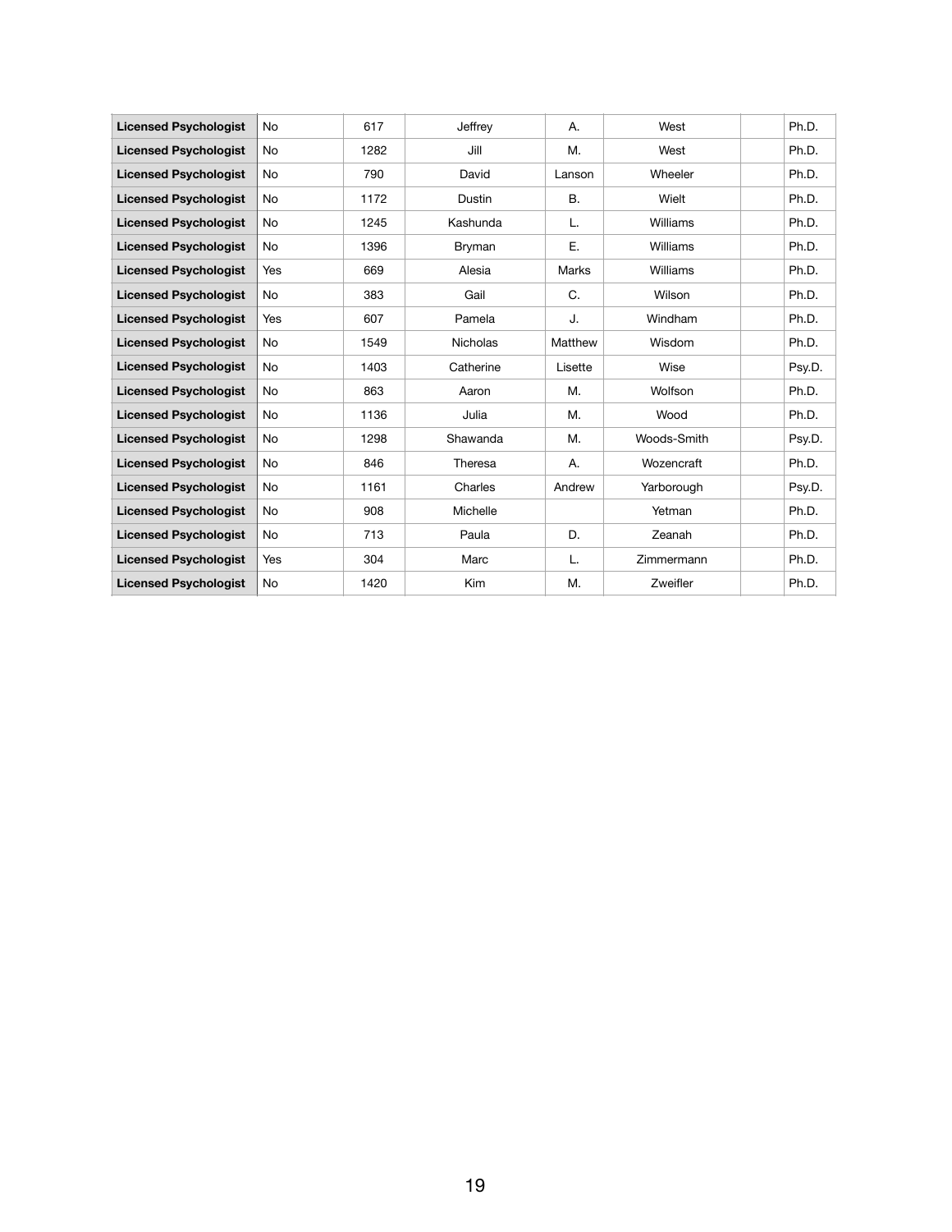| | | | | | | | |
|---|---|---|---|---|---|---|---|
| **Licensed Psychologist** | No | 617 | Jeffrey | A. | West | | Ph.D. |
| **Licensed Psychologist** | No | 1282 | Jill | M. | West | | Ph.D. |
| **Licensed Psychologist** | No | 790 | David | Lanson | Wheeler | | Ph.D. |
| **Licensed Psychologist** | No | 1172 | Dustin | B. | Wielt | | Ph.D. |
| **Licensed Psychologist** | No | 1245 | Kashunda | L. | Williams | | Ph.D. |
| **Licensed Psychologist** | No | 1396 | Bryman | E. | Williams | | Ph.D. |
| **Licensed Psychologist** | Yes | 669 | Alesia | Marks | Williams | | Ph.D. |
| **Licensed Psychologist** | No | 383 | Gail | C. | Wilson | | Ph.D. |
| **Licensed Psychologist** | Yes | 607 | Pamela | J. | Windham | | Ph.D. |
| **Licensed Psychologist** | No | 1549 | Nicholas | Matthew | Wisdom | | Ph.D. |
| **Licensed Psychologist** | No | 1403 | Catherine | Lisette | Wise | | Psy.D. |
| **Licensed Psychologist** | No | 863 | Aaron | M. | Wolfson | | Ph.D. |
| **Licensed Psychologist** | No | 1136 | Julia | M. | Wood | | Ph.D. |
| **Licensed Psychologist** | No | 1298 | Shawanda | M. | Woods-Smith | | Psy.D. |
| **Licensed Psychologist** | No | 846 | Theresa | A. | Wozencraft | | Ph.D. |
| **Licensed Psychologist** | No | 1161 | Charles | Andrew | Yarborough | | Psy.D. |
| **Licensed Psychologist** | No | 908 | Michelle | | Yetman | | Ph.D. |
| **Licensed Psychologist** | No | 713 | Paula | D. | Zeanah | | Ph.D. |
| **Licensed Psychologist** | Yes | 304 | Marc | L. | Zimmermann | | Ph.D. |
| **Licensed Psychologist** | No | 1420 | Kim | M. | Zweifler | | Ph.D. |